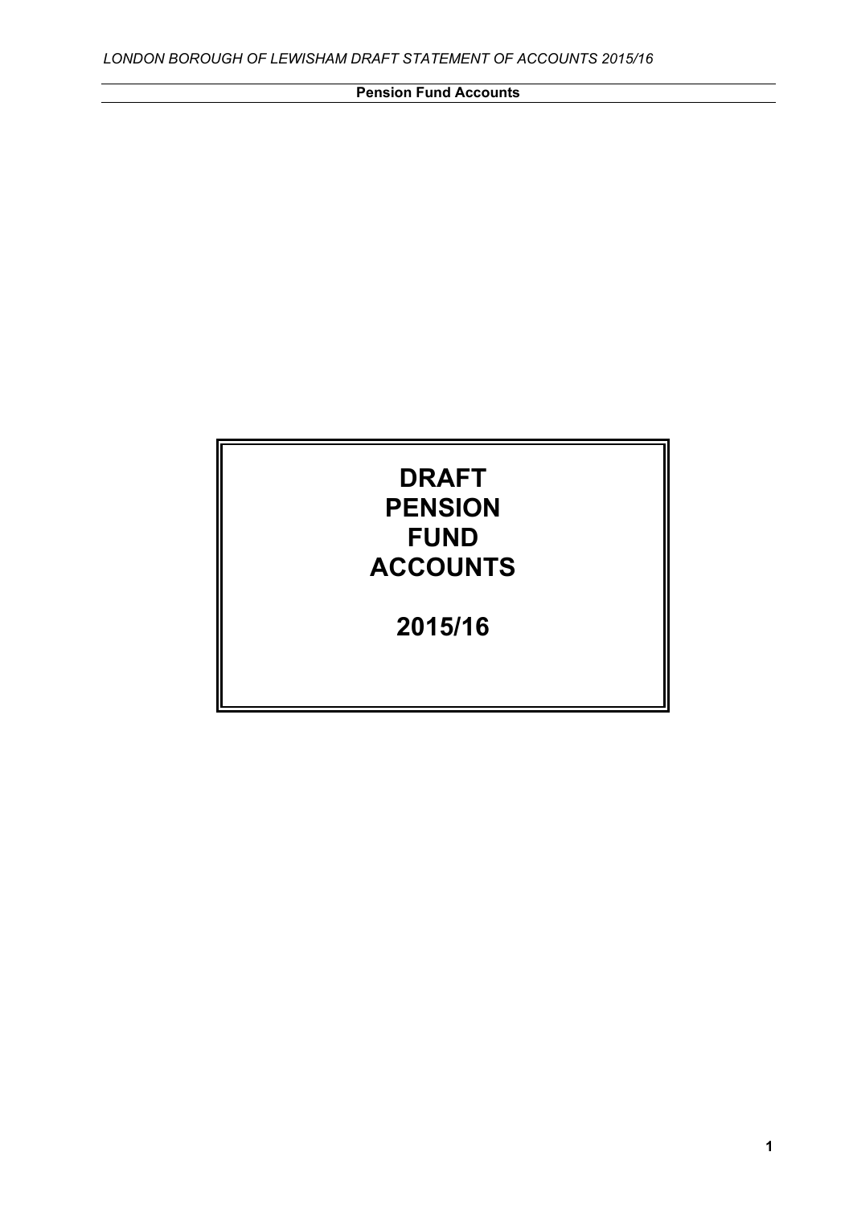# DRAFT PENSION FUND ACCOUNTS

# 2015/16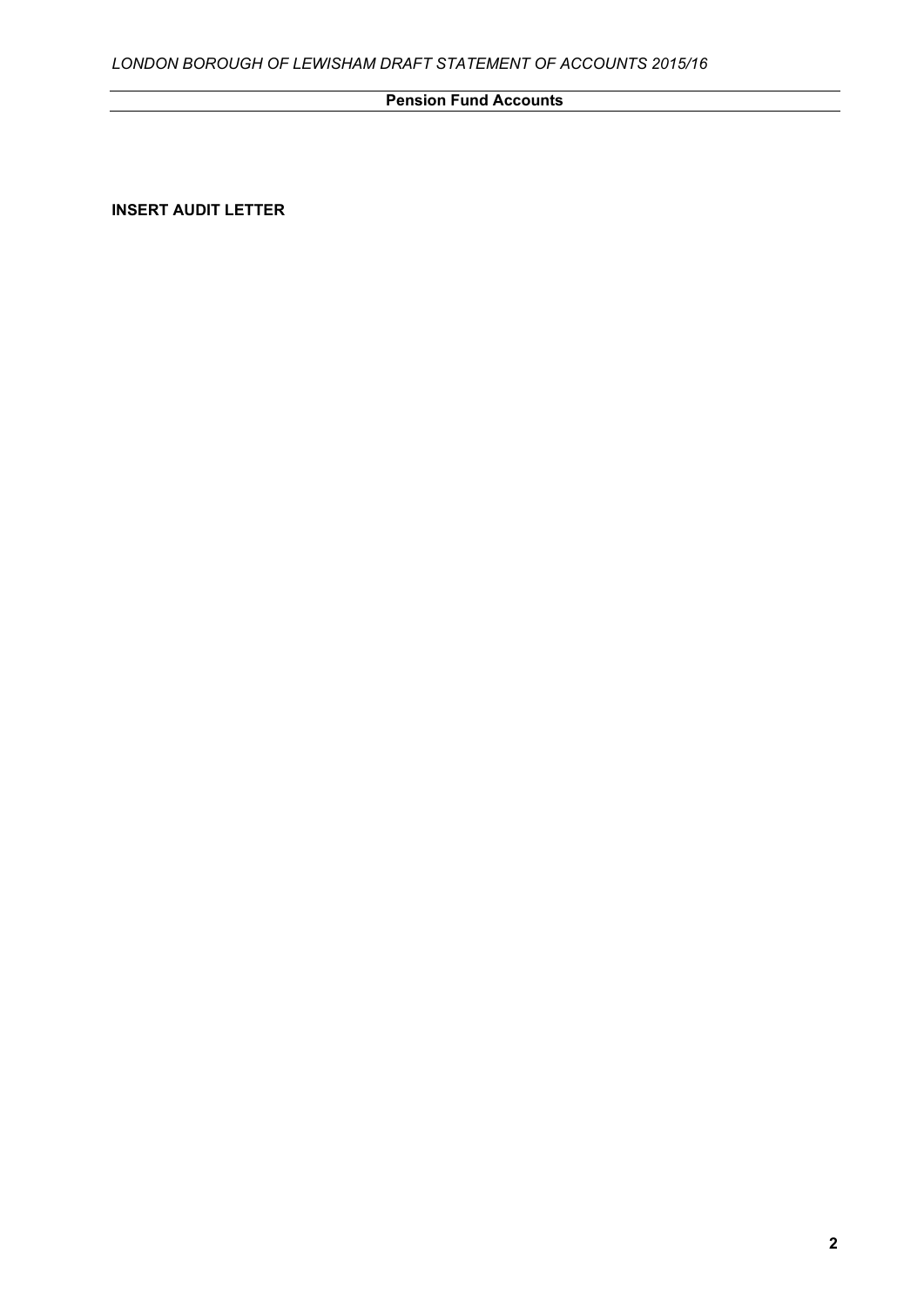## Pension Fund Accounts

**INSERT AUDIT LETTER**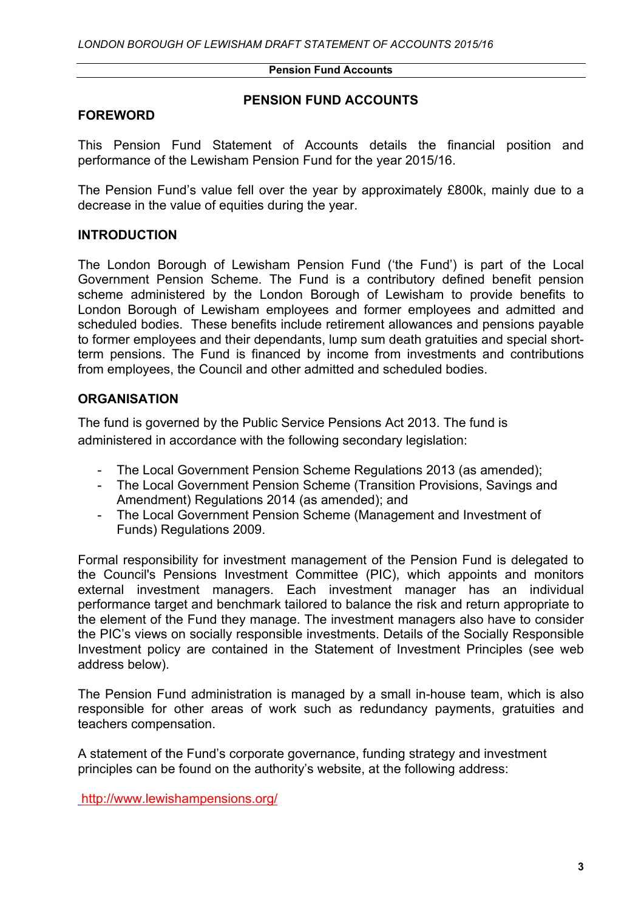# PENSION FUND ACCOUNTS

## FOREWORD

This Pension Fund Statement of Accounts details the financial position and performance of the Lewisham Pension Fund for the year 2015/16.

The Pension Fund's value fell over the year by approximately £800k, mainly due to a decrease in the value of equities during the year.

## INTRODUCTION

The London Borough of Lewisham Pension Fund ('the Fund') is part of the Local Government Pension Scheme. The Fund is a contributory defined benefit pension scheme administered by the London Borough of Lewisham to provide benefits to London Borough of Lewisham employees and former employees and admitted and scheduled bodies. These benefits include retirement allowances and pensions payable to former employees and their dependants, lump sum death gratuities and special short-term pensions. The Fund is financed by income from investments and contributions from employees, the Council and other admitted and scheduled bodies.

## ORGANISATION

The fund is governed by the Public Service Pensions Act 2013. The fund is administered in accordance with the following secondary legislation:

- The Local Government Pension Scheme Regulations 2013 (as amended);
- The Local Government Pension Scheme (Transition Provisions, Savings and Amendment) Regulations 2014 (as amended); and
- The Local Government Pension Scheme (Management and Investment of Funds) Regulations 2009.

Formal responsibility for investment management of the Pension Fund is delegated to the Council's Pensions Investment Committee (PIC), which appoints and monitors external investment managers. Each investment manager has an individual performance target and benchmark tailored to balance the risk and return appropriate to the element of the Fund they manage. The investment managers also have to consider the PIC's views on socially responsible investments. Details of the Socially Responsible Investment policy are contained in the Statement of Investment Principles (see web address below).

The Pension Fund administration is managed by a small in-house team, which is also responsible for other areas of work such as redundancy payments, gratuities and teachers compensation.

A statement of the Fund's corporate governance, funding strategy and investment principles can be found on the authority's website, at the following address:

http://www.lewishampensions.org/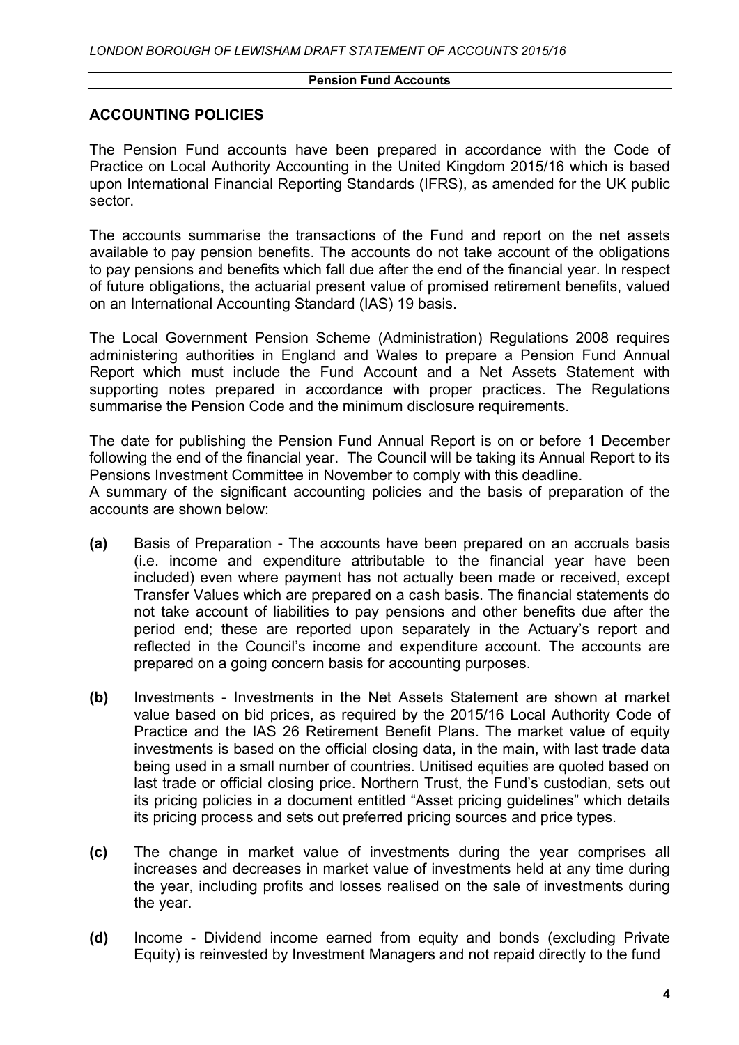**Pension Fund Accounts**

## ACCOUNTING POLICIES

The Pension Fund accounts have been prepared in accordance with the Code of Practice on Local Authority Accounting in the United Kingdom 2015/16 which is based upon International Financial Reporting Standards (IFRS), as amended for the UK public sector.

The accounts summarise the transactions of the Fund and report on the net assets available to pay pension benefits. The accounts do not take account of the obligations to pay pensions and benefits which fall due after the end of the financial year. In respect of future obligations, the actuarial present value of promised retirement benefits, valued on an International Accounting Standard (IAS) 19 basis.

The Local Government Pension Scheme (Administration) Regulations 2008 requires administering authorities in England and Wales to prepare a Pension Fund Annual Report which must include the Fund Account and a Net Assets Statement with supporting notes prepared in accordance with proper practices. The Regulations summarise the Pension Code and the minimum disclosure requirements.

The date for publishing the Pension Fund Annual Report is on or before 1 December following the end of the financial year. The Council will be taking its Annual Report to its Pensions Investment Committee in November to comply with this deadline.
A summary of the significant accounting policies and the basis of preparation of the accounts are shown below:

**(a)** Basis of Preparation - The accounts have been prepared on an accruals basis (i.e. income and expenditure attributable to the financial year have been included) even where payment has not actually been made or received, except Transfer Values which are prepared on a cash basis. The financial statements do not take account of liabilities to pay pensions and other benefits due after the period end; these are reported upon separately in the Actuary's report and reflected in the Council's income and expenditure account. The accounts are prepared on a going concern basis for accounting purposes.

**(b)** Investments - Investments in the Net Assets Statement are shown at market value based on bid prices, as required by the 2015/16 Local Authority Code of Practice and the IAS 26 Retirement Benefit Plans. The market value of equity investments is based on the official closing data, in the main, with last trade data being used in a small number of countries. Unitised equities are quoted based on last trade or official closing price. Northern Trust, the Fund's custodian, sets out its pricing policies in a document entitled "Asset pricing guidelines" which details its pricing process and sets out preferred pricing sources and price types.

**(c)** The change in market value of investments during the year comprises all increases and decreases in market value of investments held at any time during the year, including profits and losses realised on the sale of investments during the year.

**(d)** Income - Dividend income earned from equity and bonds (excluding Private Equity) is reinvested by Investment Managers and not repaid directly to the fund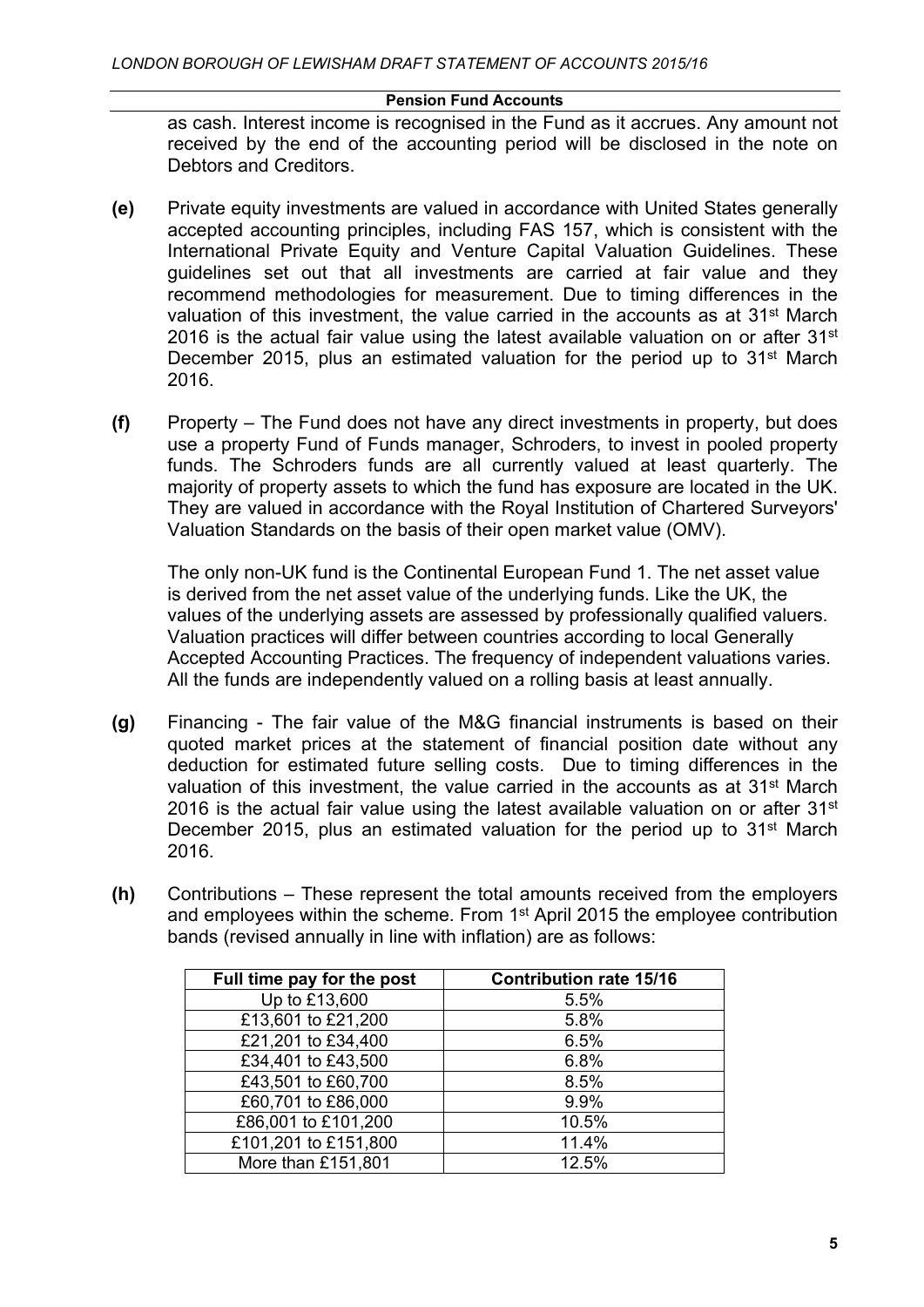as cash. Interest income is recognised in the Fund as it accrues. Any amount not received by the end of the accounting period will be disclosed in the note on Debtors and Creditors.

**(e)** Private equity investments are valued in accordance with United States generally accepted accounting principles, including FAS 157, which is consistent with the International Private Equity and Venture Capital Valuation Guidelines. These guidelines set out that all investments are carried at fair value and they recommend methodologies for measurement. Due to timing differences in the valuation of this investment, the value carried in the accounts as at 31st March 2016 is the actual fair value using the latest available valuation on or after 31st December 2015, plus an estimated valuation for the period up to 31st March 2016.

**(f)** Property – The Fund does not have any direct investments in property, but does use a property Fund of Funds manager, Schroders, to invest in pooled property funds. The Schroders funds are all currently valued at least quarterly. The majority of property assets to which the fund has exposure are located in the UK. They are valued in accordance with the Royal Institution of Chartered Surveyors' Valuation Standards on the basis of their open market value (OMV).

The only non-UK fund is the Continental European Fund 1. The net asset value is derived from the net asset value of the underlying funds. Like the UK, the values of the underlying assets are assessed by professionally qualified valuers. Valuation practices will differ between countries according to local Generally Accepted Accounting Practices. The frequency of independent valuations varies. All the funds are independently valued on a rolling basis at least annually.

**(g)** Financing - The fair value of the M&G financial instruments is based on their quoted market prices at the statement of financial position date without any deduction for estimated future selling costs. Due to timing differences in the valuation of this investment, the value carried in the accounts as at 31st March 2016 is the actual fair value using the latest available valuation on or after 31st December 2015, plus an estimated valuation for the period up to 31st March 2016.

**(h)** Contributions – These represent the total amounts received from the employers and employees within the scheme. From 1st April 2015 the employee contribution bands (revised annually in line with inflation) are as follows:

| Full time pay for the post | Contribution rate 15/16 |
|---|---|
| Up to £13,600 | 5.5% |
| £13,601 to £21,200 | 5.8% |
| £21,201 to £34,400 | 6.5% |
| £34,401 to £43,500 | 6.8% |
| £43,501 to £60,700 | 8.5% |
| £60,701 to £86,000 | 9.9% |
| £86,001 to £101,200 | 10.5% |
| £101,201 to £151,800 | 11.4% |
| More than £151,801 | 12.5% |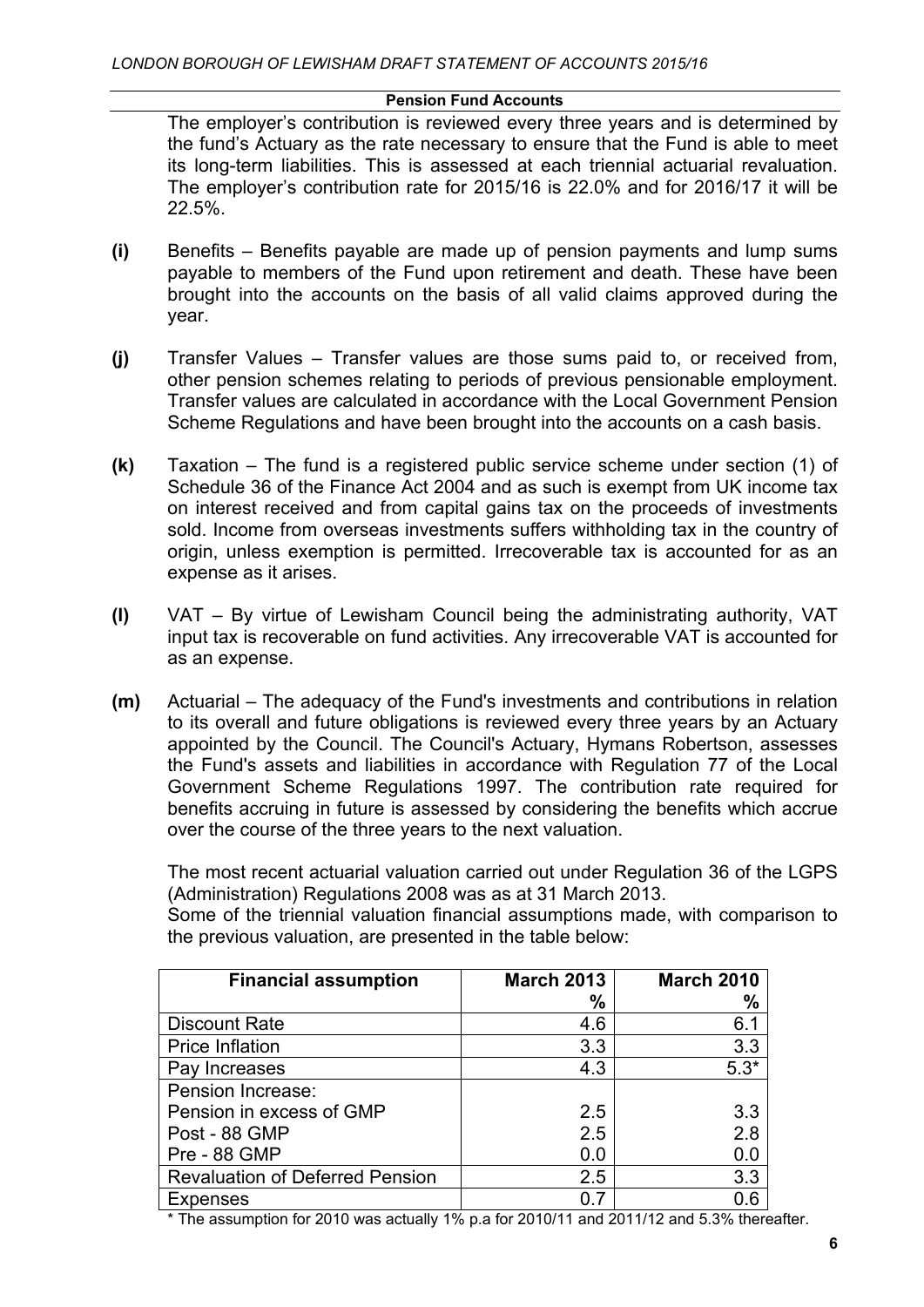**Pension Fund Accounts**

The employer's contribution is reviewed every three years and is determined by the fund's Actuary as the rate necessary to ensure that the Fund is able to meet its long-term liabilities. This is assessed at each triennial actuarial revaluation. The employer's contribution rate for 2015/16 is 22.0% and for 2016/17 it will be 22.5%.

**(i)** Benefits – Benefits payable are made up of pension payments and lump sums payable to members of the Fund upon retirement and death. These have been brought into the accounts on the basis of all valid claims approved during the year.

**(j)** Transfer Values – Transfer values are those sums paid to, or received from, other pension schemes relating to periods of previous pensionable employment. Transfer values are calculated in accordance with the Local Government Pension Scheme Regulations and have been brought into the accounts on a cash basis.

**(k)** Taxation – The fund is a registered public service scheme under section (1) of Schedule 36 of the Finance Act 2004 and as such is exempt from UK income tax on interest received and from capital gains tax on the proceeds of investments sold. Income from overseas investments suffers withholding tax in the country of origin, unless exemption is permitted. Irrecoverable tax is accounted for as an expense as it arises.

**(l)** VAT – By virtue of Lewisham Council being the administrating authority, VAT input tax is recoverable on fund activities. Any irrecoverable VAT is accounted for as an expense.

**(m)** Actuarial – The adequacy of the Fund's investments and contributions in relation to its overall and future obligations is reviewed every three years by an Actuary appointed by the Council. The Council's Actuary, Hymans Robertson, assesses the Fund's assets and liabilities in accordance with Regulation 77 of the Local Government Scheme Regulations 1997. The contribution rate required for benefits accruing in future is assessed by considering the benefits which accrue over the course of the three years to the next valuation.

The most recent actuarial valuation carried out under Regulation 36 of the LGPS (Administration) Regulations 2008 was as at 31 March 2013.
Some of the triennial valuation financial assumptions made, with comparison to the previous valuation, are presented in the table below:

| Financial assumption | March 2013 % | March 2010 % |
|---|---|---|
| Discount Rate | 4.6 | 6.1 |
| Price Inflation | 3.3 | 3.3 |
| Pay Increases | 4.3 | 5.3* |
| Pension Increase: | | |
| Pension in excess of GMP | 2.5 | 3.3 |
| Post - 88 GMP | 2.5 | 2.8 |
| Pre - 88 GMP | 0.0 | 0.0 |
| Revaluation of Deferred Pension | 2.5 | 3.3 |
| Expenses | 0.7 | 0.6 |

* The assumption for 2010 was actually 1% p.a for 2010/11 and 2011/12 and 5.3% thereafter.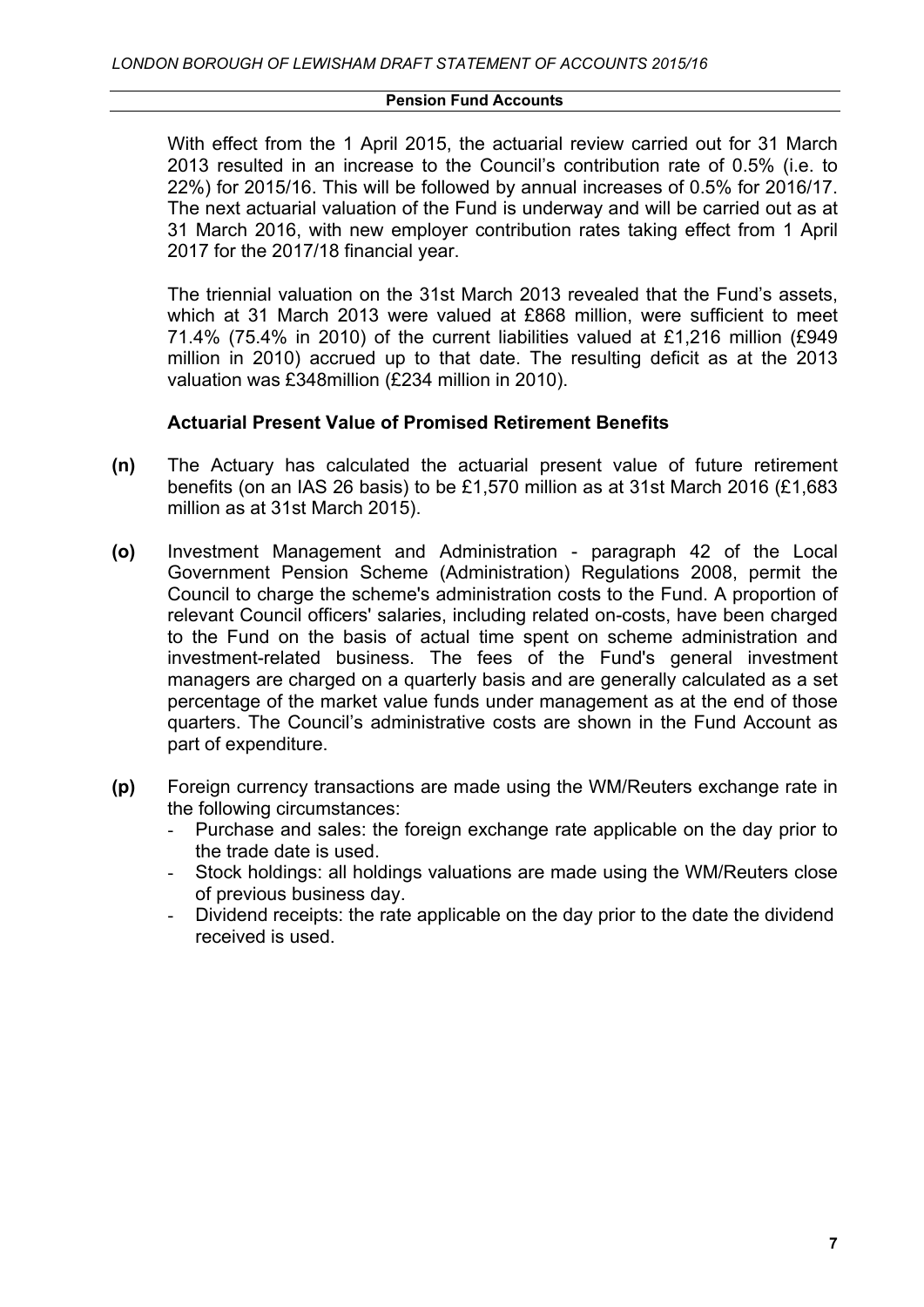With effect from the 1 April 2015, the actuarial review carried out for 31 March 2013 resulted in an increase to the Council's contribution rate of 0.5% (i.e. to 22%) for 2015/16. This will be followed by annual increases of 0.5% for 2016/17. The next actuarial valuation of the Fund is underway and will be carried out as at 31 March 2016, with new employer contribution rates taking effect from 1 April 2017 for the 2017/18 financial year.

The triennial valuation on the 31st March 2013 revealed that the Fund's assets, which at 31 March 2013 were valued at £868 million, were sufficient to meet 71.4% (75.4% in 2010) of the current liabilities valued at £1,216 million (£949 million in 2010) accrued up to that date. The resulting deficit as at the 2013 valuation was £348million (£234 million in 2010).

### Actuarial Present Value of Promised Retirement Benefits

**(n)** The Actuary has calculated the actuarial present value of future retirement benefits (on an IAS 26 basis) to be £1,570 million as at 31st March 2016 (£1,683 million as at 31st March 2015).

**(o)** Investment Management and Administration - paragraph 42 of the Local Government Pension Scheme (Administration) Regulations 2008, permit the Council to charge the scheme's administration costs to the Fund. A proportion of relevant Council officers' salaries, including related on-costs, have been charged to the Fund on the basis of actual time spent on scheme administration and investment-related business. The fees of the Fund's general investment managers are charged on a quarterly basis and are generally calculated as a set percentage of the market value funds under management as at the end of those quarters. The Council's administrative costs are shown in the Fund Account as part of expenditure.

**(p)** Foreign currency transactions are made using the WM/Reuters exchange rate in the following circumstances:

- Purchase and sales: the foreign exchange rate applicable on the day prior to the trade date is used.
- Stock holdings: all holdings valuations are made using the WM/Reuters close of previous business day.
- Dividend receipts: the rate applicable on the day prior to the date the dividend received is used.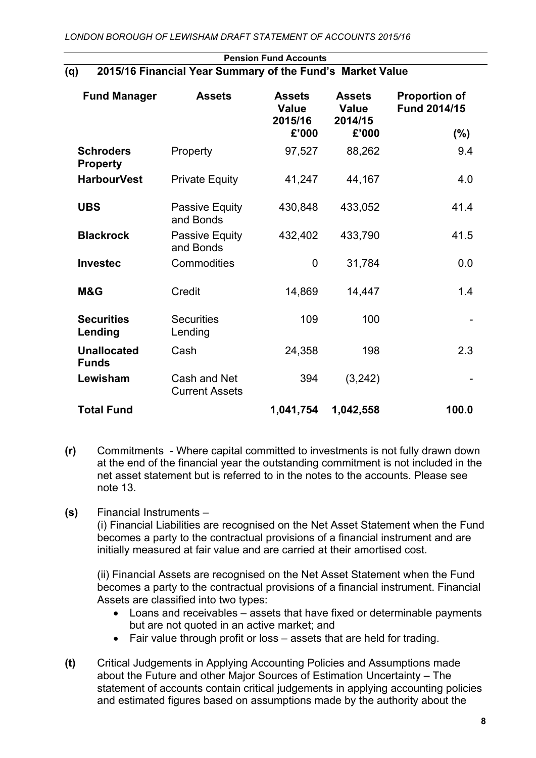**Pension Fund Accounts**

**(q) 2015/16 Financial Year Summary of the Fund's Market Value**

| Fund Manager | Assets | Assets Value 2015/16 £'000 | Assets Value 2014/15 £'000 | Proportion of Fund 2014/15 (%) |
|---|---|---|---|---|
| **Schroders Property** | Property | 97,527 | 88,262 | 9.4 |
| **HarbourVest** | Private Equity | 41,247 | 44,167 | 4.0 |
| **UBS** | Passive Equity and Bonds | 430,848 | 433,052 | 41.4 |
| **Blackrock** | Passive Equity and Bonds | 432,402 | 433,790 | 41.5 |
| **Investec** | Commodities | 0 | 31,784 | 0.0 |
| **M&G** | Credit | 14,869 | 14,447 | 1.4 |
| **Securities Lending** | Securities Lending | 109 | 100 | - |
| **Unallocated Funds** | Cash | 24,358 | 198 | 2.3 |
| **Lewisham** | Cash and Net Current Assets | 394 | (3,242) | - |
| **Total Fund** | | **1,041,754** | **1,042,558** | **100.0** |

**(r)** Commitments - Where capital committed to investments is not fully drawn down at the end of the financial year the outstanding commitment is not included in the net asset statement but is referred to in the notes to the accounts. Please see note 13.

**(s)** Financial Instruments –

(i) Financial Liabilities are recognised on the Net Asset Statement when the Fund becomes a party to the contractual provisions of a financial instrument and are initially measured at fair value and are carried at their amortised cost.

(ii) Financial Assets are recognised on the Net Asset Statement when the Fund becomes a party to the contractual provisions of a financial instrument. Financial Assets are classified into two types:

- Loans and receivables – assets that have fixed or determinable payments but are not quoted in an active market; and
- Fair value through profit or loss – assets that are held for trading.

**(t)** Critical Judgements in Applying Accounting Policies and Assumptions made about the Future and other Major Sources of Estimation Uncertainty – The statement of accounts contain critical judgements in applying accounting policies and estimated figures based on assumptions made by the authority about the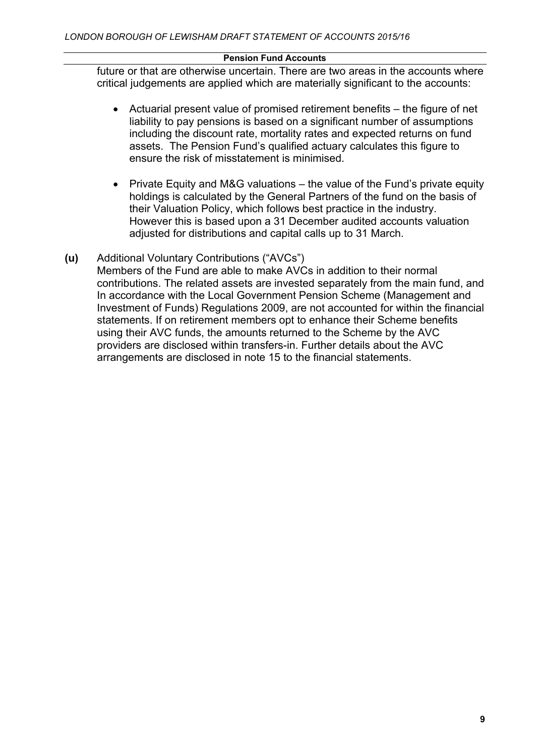future or that are otherwise uncertain. There are two areas in the accounts where critical judgements are applied which are materially significant to the accounts:

- Actuarial present value of promised retirement benefits – the figure of net liability to pay pensions is based on a significant number of assumptions including the discount rate, mortality rates and expected returns on fund assets. The Pension Fund's qualified actuary calculates this figure to ensure the risk of misstatement is minimised.

- Private Equity and M&G valuations – the value of the Fund's private equity holdings is calculated by the General Partners of the fund on the basis of their Valuation Policy, which follows best practice in the industry. However this is based upon a 31 December audited accounts valuation adjusted for distributions and capital calls up to 31 March.

**(u)** Additional Voluntary Contributions ("AVCs")

Members of the Fund are able to make AVCs in addition to their normal contributions. The related assets are invested separately from the main fund, and In accordance with the Local Government Pension Scheme (Management and Investment of Funds) Regulations 2009, are not accounted for within the financial statements. If on retirement members opt to enhance their Scheme benefits using their AVC funds, the amounts returned to the Scheme by the AVC providers are disclosed within transfers-in. Further details about the AVC arrangements are disclosed in note 15 to the financial statements.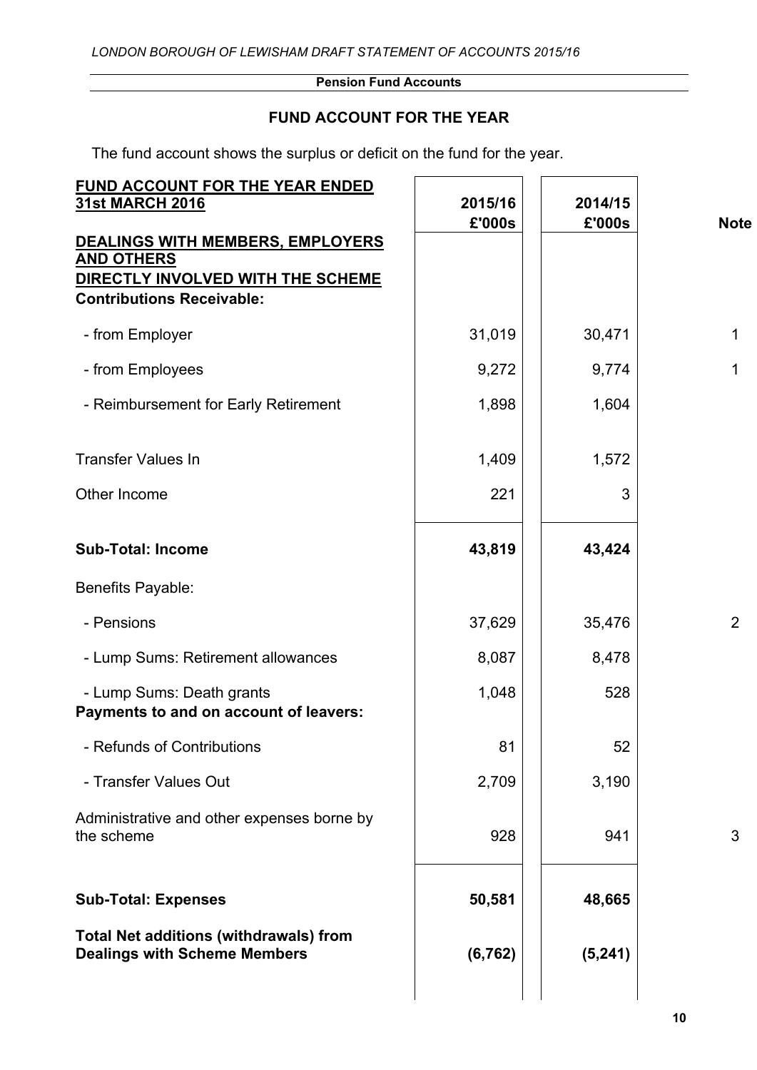**Pension Fund Accounts**

## FUND ACCOUNT FOR THE YEAR

The fund account shows the surplus or deficit on the fund for the year.

| FUND ACCOUNT FOR THE YEAR ENDED 31st MARCH 2016 | 2015/16 £'000s | 2014/15 £'000s | Note |
|---|---|---|---|
| **DEALINGS WITH MEMBERS, EMPLOYERS AND OTHERS DIRECTLY INVOLVED WITH THE SCHEME** | | | |
| **Contributions Receivable:** | | | |
| - from Employer | 31,019 | 30,471 | 1 |
| - from Employees | 9,272 | 9,774 | 1 |
| - Reimbursement for Early Retirement | 1,898 | 1,604 | |
| Transfer Values In | 1,409 | 1,572 | |
| Other Income | 221 | 3 | |
| **Sub-Total: Income** | **43,819** | **43,424** | |
| Benefits Payable: | | | |
| - Pensions | 37,629 | 35,476 | 2 |
| - Lump Sums: Retirement allowances | 8,087 | 8,478 | |
| - Lump Sums: Death grants | 1,048 | 528 | |
| **Payments to and on account of leavers:** | | | |
| - Refunds of Contributions | 81 | 52 | |
| - Transfer Values Out | 2,709 | 3,190 | |
| Administrative and other expenses borne by the scheme | 928 | 941 | 3 |
| **Sub-Total: Expenses** | **50,581** | **48,665** | |
| **Total Net additions (withdrawals) from Dealings with Scheme Members** | **(6,762)** | **(5,241)** | |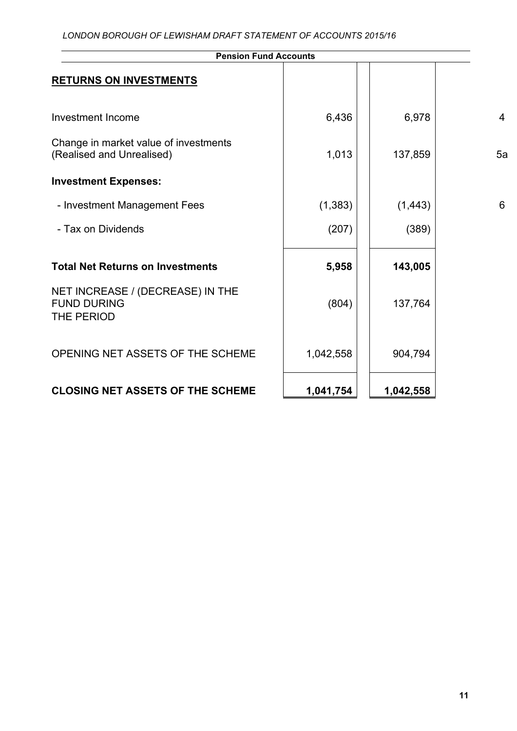**Pension Fund Accounts**

| | | | |
|---|---|---|---|
| **RETURNS ON INVESTMENTS** | | | |
| Investment Income | 6,436 | 6,978 | 4 |
| Change in market value of investments (Realised and Unrealised) | 1,013 | 137,859 | 5a |
| **Investment Expenses:** | | | |
| - Investment Management Fees | (1,383) | (1,443) | 6 |
| - Tax on Dividends | (207) | (389) | |
| **Total Net Returns on Investments** | **5,958** | **143,005** | |
| NET INCREASE / (DECREASE) IN THE FUND DURING THE PERIOD | (804) | 137,764 | |
| OPENING NET ASSETS OF THE SCHEME | 1,042,558 | 904,794 | |
| **CLOSING NET ASSETS OF THE SCHEME** | **1,041,754** | **1,042,558** | |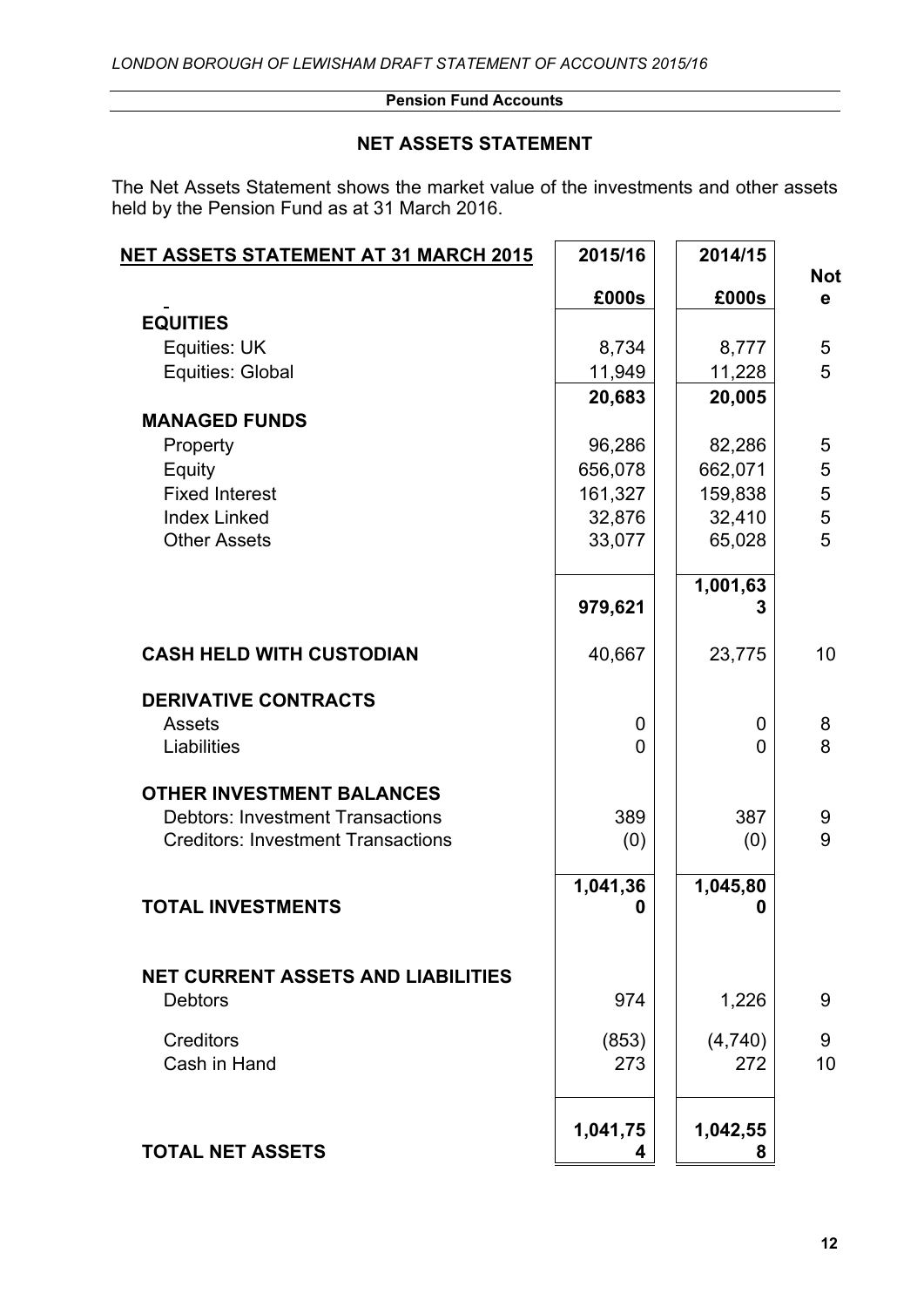**Pension Fund Accounts**

## NET ASSETS STATEMENT

The Net Assets Statement shows the market value of the investments and other assets held by the Pension Fund as at 31 March 2016.

| NET ASSETS STATEMENT AT 31 MARCH 2015 | 2015/16 | 2014/15 | Note |
|---|---|---|---|
| | £000s | £000s | |
| **EQUITIES** | | | |
| Equities: UK | 8,734 | 8,777 | 5 |
| Equities: Global | 11,949 | 11,228 | 5 |
| | **20,683** | **20,005** | |
| **MANAGED FUNDS** | | | |
| Property | 96,286 | 82,286 | 5 |
| Equity | 656,078 | 662,071 | 5 |
| Fixed Interest | 161,327 | 159,838 | 5 |
| Index Linked | 32,876 | 32,410 | 5 |
| Other Assets | 33,077 | 65,028 | 5 |
| | **979,621** | **1,001,633** | |
| **CASH HELD WITH CUSTODIAN** | 40,667 | 23,775 | 10 |
| **DERIVATIVE CONTRACTS** | | | |
| Assets | 0 | 0 | 8 |
| Liabilities | 0 | 0 | 8 |
| **OTHER INVESTMENT BALANCES** | | | |
| Debtors: Investment Transactions | 389 | 387 | 9 |
| Creditors: Investment Transactions | (0) | (0) | 9 |
| **TOTAL INVESTMENTS** | **1,041,360** | **1,045,800** | |
| **NET CURRENT ASSETS AND LIABILITIES** | | | |
| Debtors | 974 | 1,226 | 9 |
| Creditors | (853) | (4,740) | 9 |
| Cash in Hand | 273 | 272 | 10 |
| **TOTAL NET ASSETS** | **1,041,754** | **1,042,558** | |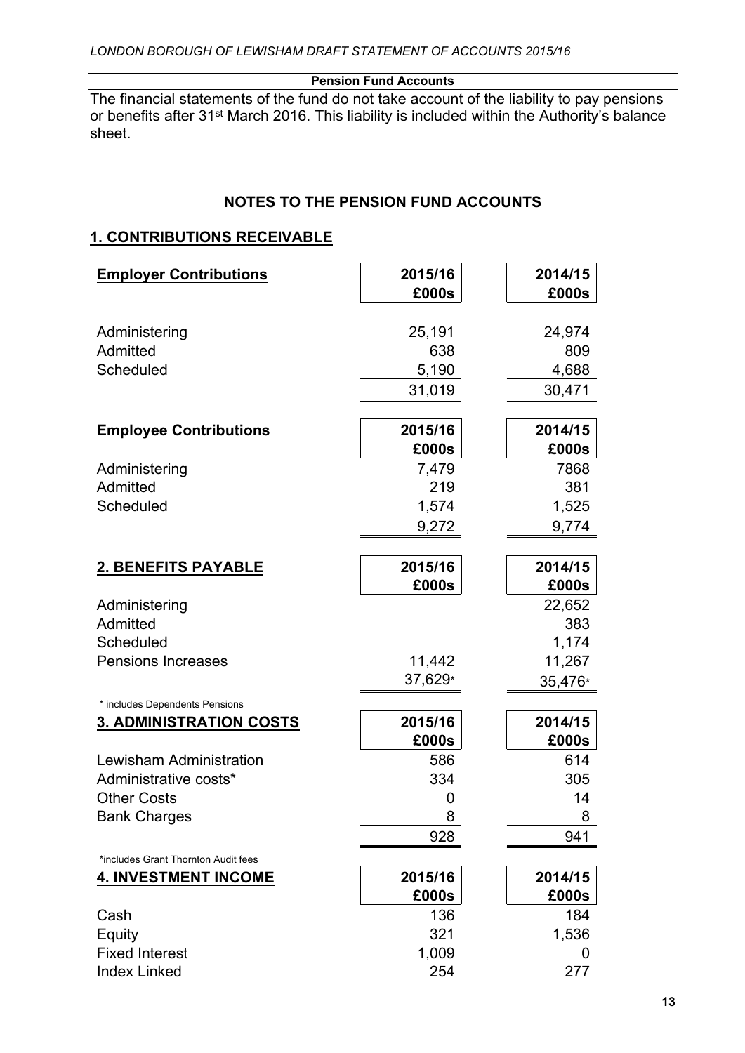**Pension Fund Accounts**

The financial statements of the fund do not take account of the liability to pay pensions or benefits after 31st March 2016. This liability is included within the Authority's balance sheet.

## NOTES TO THE PENSION FUND ACCOUNTS

### 1. CONTRIBUTIONS RECEIVABLE

| **Employer Contributions** | **2015/16 £000s** | **2014/15 £000s** |
|---|---|---|
| Administering | 25,191 | 24,974 |
| Admitted | 638 | 809 |
| Scheduled | 5,190 | 4,688 |
| | 31,019 | 30,471 |

| **Employee Contributions** | **2015/16 £000s** | **2014/15 £000s** |
|---|---|---|
| Administering | 7,479 | 7868 |
| Admitted | 219 | 381 |
| Scheduled | 1,574 | 1,525 |
| | 9,272 | 9,774 |

### 2. BENEFITS PAYABLE

| | **2015/16 £000s** | **2014/15 £000s** |
|---|---|---|
| Administering | | 22,652 |
| Admitted | | 383 |
| Scheduled | | 1,174 |
| Pensions Increases | 11,442 | 11,267 |
| | 37,629* | 35,476* |

\* includes Dependents Pensions

### 3. ADMINISTRATION COSTS

| | **2015/16 £000s** | **2014/15 £000s** |
|---|---|---|
| Lewisham Administration | 586 | 614 |
| Administrative costs* | 334 | 305 |
| Other Costs | 0 | 14 |
| Bank Charges | 8 | 8 |
| | 928 | 941 |

*includes Grant Thornton Audit fees

### 4. INVESTMENT INCOME

| | **2015/16 £000s** | **2014/15 £000s** |
|---|---|---|
| Cash | 136 | 184 |
| Equity | 321 | 1,536 |
| Fixed Interest | 1,009 | 0 |
| Index Linked | 254 | 277 |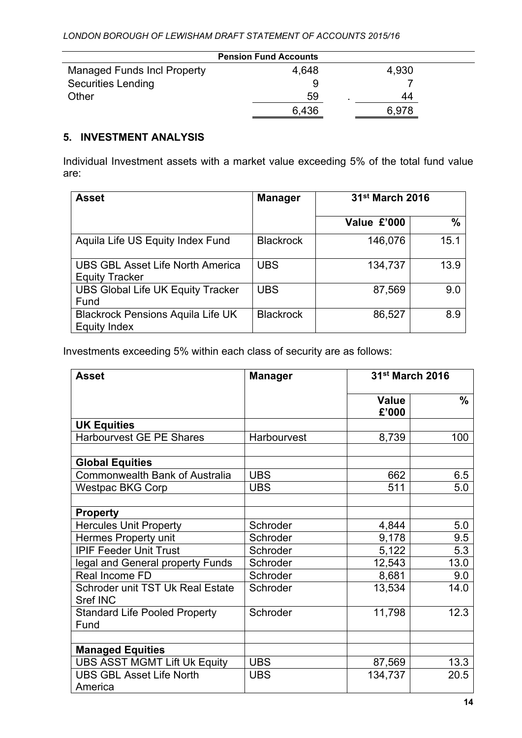| Pension Fund Accounts | | |
|---|---|---|
| Managed Funds Incl Property | 4,648 | 4,930 |
| Securities Lending | 9 | 7 |
| Other | 59 | 44 |
| | 6,436 | 6,978 |

## 5. INVESTMENT ANALYSIS

Individual Investment assets with a market value exceeding 5% of the total fund value are:

| Asset | Manager | 31st March 2016 | |
|---|---|---|---|
| | | Value £'000 | % |
| Aquila Life US Equity Index Fund | Blackrock | 146,076 | 15.1 |
| UBS GBL Asset Life North America Equity Tracker | UBS | 134,737 | 13.9 |
| UBS Global Life UK Equity Tracker Fund | UBS | 87,569 | 9.0 |
| Blackrock Pensions Aquila Life UK Equity Index | Blackrock | 86,527 | 8.9 |

Investments exceeding 5% within each class of security are as follows:

| Asset | Manager | 31st March 2016 | |
|---|---|---|---|
| | | Value £'000 | % |
| **UK Equities** | | | |
| Harbourvest GE PE Shares | Harbourvest | 8,739 | 100 |
| | | | |
| **Global Equities** | | | |
| Commonwealth Bank of Australia | UBS | 662 | 6.5 |
| Westpac BKG Corp | UBS | 511 | 5.0 |
| | | | |
| **Property** | | | |
| Hercules Unit Property | Schroder | 4,844 | 5.0 |
| Hermes Property unit | Schroder | 9,178 | 9.5 |
| IPIF Feeder Unit Trust | Schroder | 5,122 | 5.3 |
| legal and General property Funds | Schroder | 12,543 | 13.0 |
| Real Income FD | Schroder | 8,681 | 9.0 |
| Schroder unit TST Uk Real Estate Sref INC | Schroder | 13,534 | 14.0 |
| Standard Life Pooled Property Fund | Schroder | 11,798 | 12.3 |
| | | | |
| **Managed Equities** | | | |
| UBS ASST MGMT Lift Uk Equity | UBS | 87,569 | 13.3 |
| UBS GBL Asset Life North America | UBS | 134,737 | 20.5 |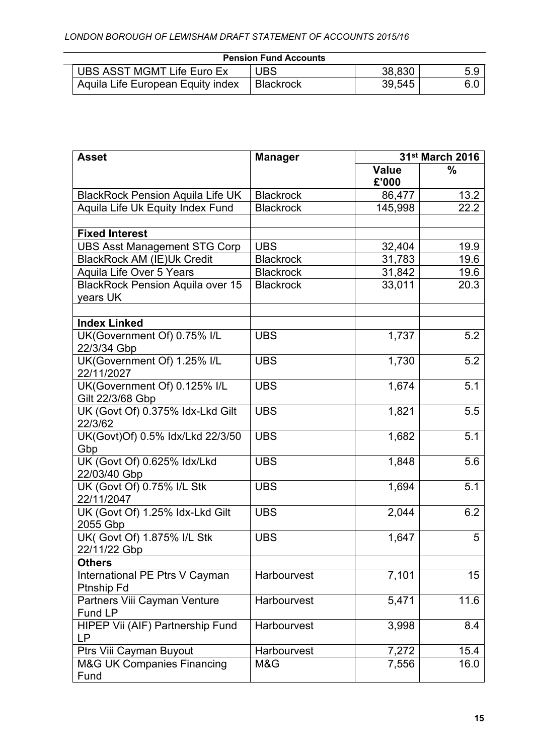**Pension Fund Accounts**

| | | | |
|---|---|---|---|
| UBS ASST MGMT Life Euro Ex | UBS | 38,830 | 5.9 |
| Aquila Life European Equity index | Blackrock | 39,545 | 6.0 |

| Asset | Manager | 31st March 2016 | |
|---|---|---|---|
| | | Value £'000 | % |
| BlackRock Pension Aquila Life UK | Blackrock | 86,477 | 13.2 |
| Aquila Life Uk Equity Index Fund | Blackrock | 145,998 | 22.2 |
| | | | |
| **Fixed Interest** | | | |
| UBS Asst Management STG Corp | UBS | 32,404 | 19.9 |
| BlackRock AM (IE)Uk Credit | Blackrock | 31,783 | 19.6 |
| Aquila Life Over 5 Years | Blackrock | 31,842 | 19.6 |
| BlackRock Pension Aquila over 15 years UK | Blackrock | 33,011 | 20.3 |
| | | | |
| **Index Linked** | | | |
| UK(Government Of) 0.75% I/L 22/3/34 Gbp | UBS | 1,737 | 5.2 |
| UK(Government Of) 1.25% I/L 22/11/2027 | UBS | 1,730 | 5.2 |
| UK(Government Of) 0.125% I/L Gilt 22/3/68 Gbp | UBS | 1,674 | 5.1 |
| UK (Govt Of) 0.375% Idx-Lkd Gilt 22/3/62 | UBS | 1,821 | 5.5 |
| UK(Govt)Of) 0.5% Idx/Lkd 22/3/50 Gbp | UBS | 1,682 | 5.1 |
| UK (Govt Of) 0.625% Idx/Lkd 22/03/40 Gbp | UBS | 1,848 | 5.6 |
| UK (Govt Of) 0.75% I/L Stk 22/11/2047 | UBS | 1,694 | 5.1 |
| UK (Govt Of) 1.25% Idx-Lkd Gilt 2055 Gbp | UBS | 2,044 | 6.2 |
| UK( Govt Of) 1.875% I/L Stk 22/11/22 Gbp | UBS | 1,647 | 5 |
| **Others** | | | |
| International PE Ptrs V Cayman Ptnship Fd | Harbourvest | 7,101 | 15 |
| Partners Viii Cayman Venture Fund LP | Harbourvest | 5,471 | 11.6 |
| HIPEP Vii (AIF) Partnership Fund LP | Harbourvest | 3,998 | 8.4 |
| Ptrs Viii Cayman Buyout | Harbourvest | 7,272 | 15.4 |
| M&G UK Companies Financing Fund | M&G | 7,556 | 16.0 |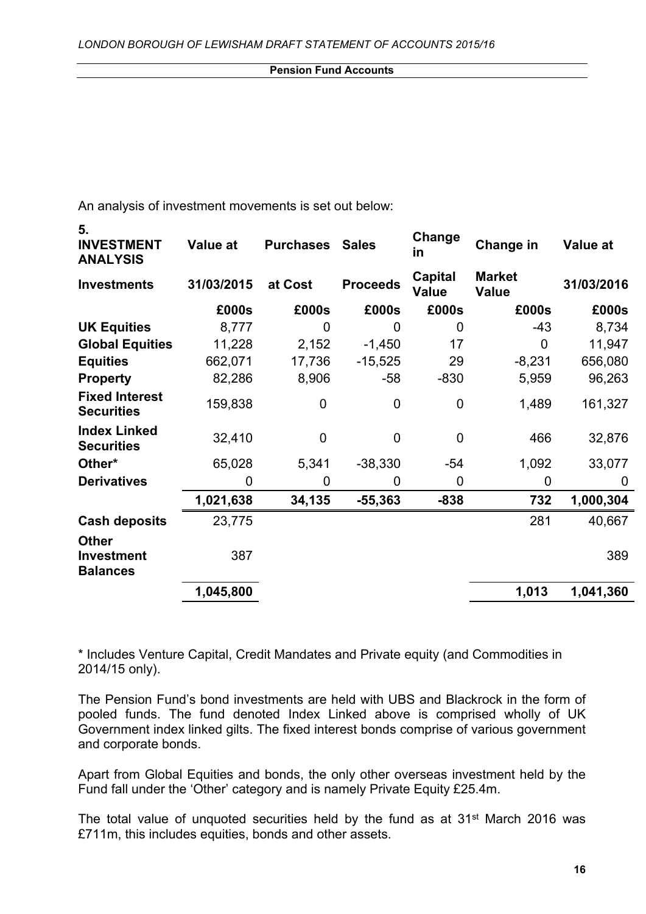## Pension Fund Accounts

An analysis of investment movements is set out below:

| 5. INVESTMENT ANALYSIS | Value at | Purchases | Sales | Change in | Change in | Value at |
|---|---|---|---|---|---|---|
| **Investments** | **31/03/2015** | **at Cost** | **Proceeds** | **Capital Value** | **Market Value** | **31/03/2016** |
| | **£000s** | **£000s** | **£000s** | **£000s** | **£000s** | **£000s** |
| **UK Equities** | 8,777 | 0 | 0 | 0 | -43 | 8,734 |
| **Global Equities** | 11,228 | 2,152 | -1,450 | 17 | 0 | 11,947 |
| **Equities** | 662,071 | 17,736 | -15,525 | 29 | -8,231 | 656,080 |
| **Property** | 82,286 | 8,906 | -58 | -830 | 5,959 | 96,263 |
| **Fixed Interest Securities** | 159,838 | 0 | 0 | 0 | 1,489 | 161,327 |
| **Index Linked Securities** | 32,410 | 0 | 0 | 0 | 466 | 32,876 |
| **Other*** | 65,028 | 5,341 | -38,330 | -54 | 1,092 | 33,077 |
| **Derivatives** | 0 | 0 | 0 | 0 | 0 | 0 |
| | **1,021,638** | **34,135** | **-55,363** | **-838** | **732** | **1,000,304** |
| **Cash deposits** | 23,775 | | | | 281 | 40,667 |
| **Other Investment Balances** | 387 | | | | | 389 |
| | **1,045,800** | | | | **1,013** | **1,041,360** |

\* Includes Venture Capital, Credit Mandates and Private equity (and Commodities in 2014/15 only).

The Pension Fund's bond investments are held with UBS and Blackrock in the form of pooled funds. The fund denoted Index Linked above is comprised wholly of UK Government index linked gilts. The fixed interest bonds comprise of various government and corporate bonds.

Apart from Global Equities and bonds, the only other overseas investment held by the Fund fall under the 'Other' category and is namely Private Equity £25.4m.

The total value of unquoted securities held by the fund as at 31st March 2016 was £711m, this includes equities, bonds and other assets.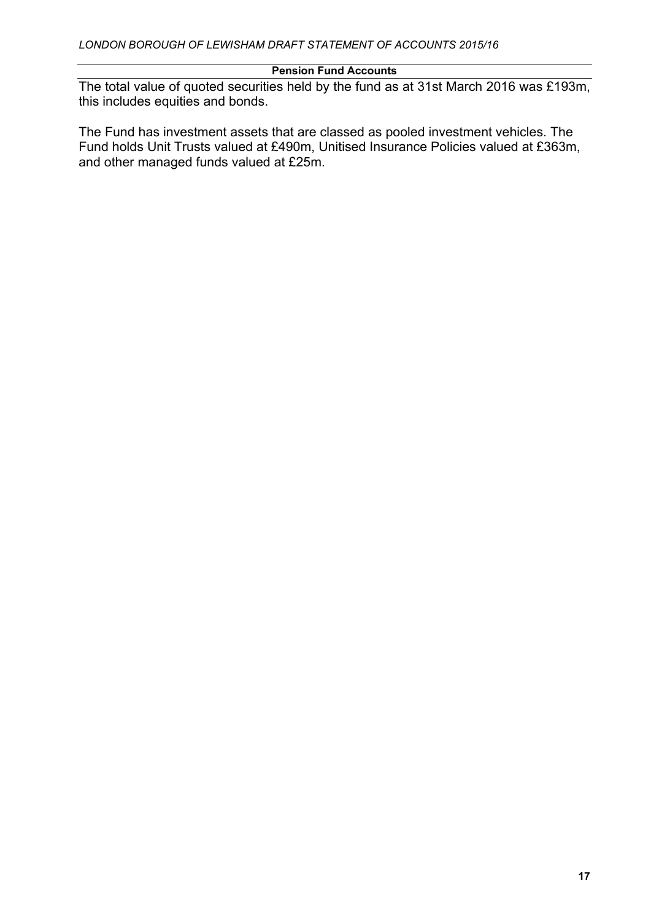**Pension Fund Accounts**

The total value of quoted securities held by the fund as at 31st March 2016 was £193m, this includes equities and bonds.

The Fund has investment assets that are classed as pooled investment vehicles. The Fund holds Unit Trusts valued at £490m, Unitised Insurance Policies valued at £363m, and other managed funds valued at £25m.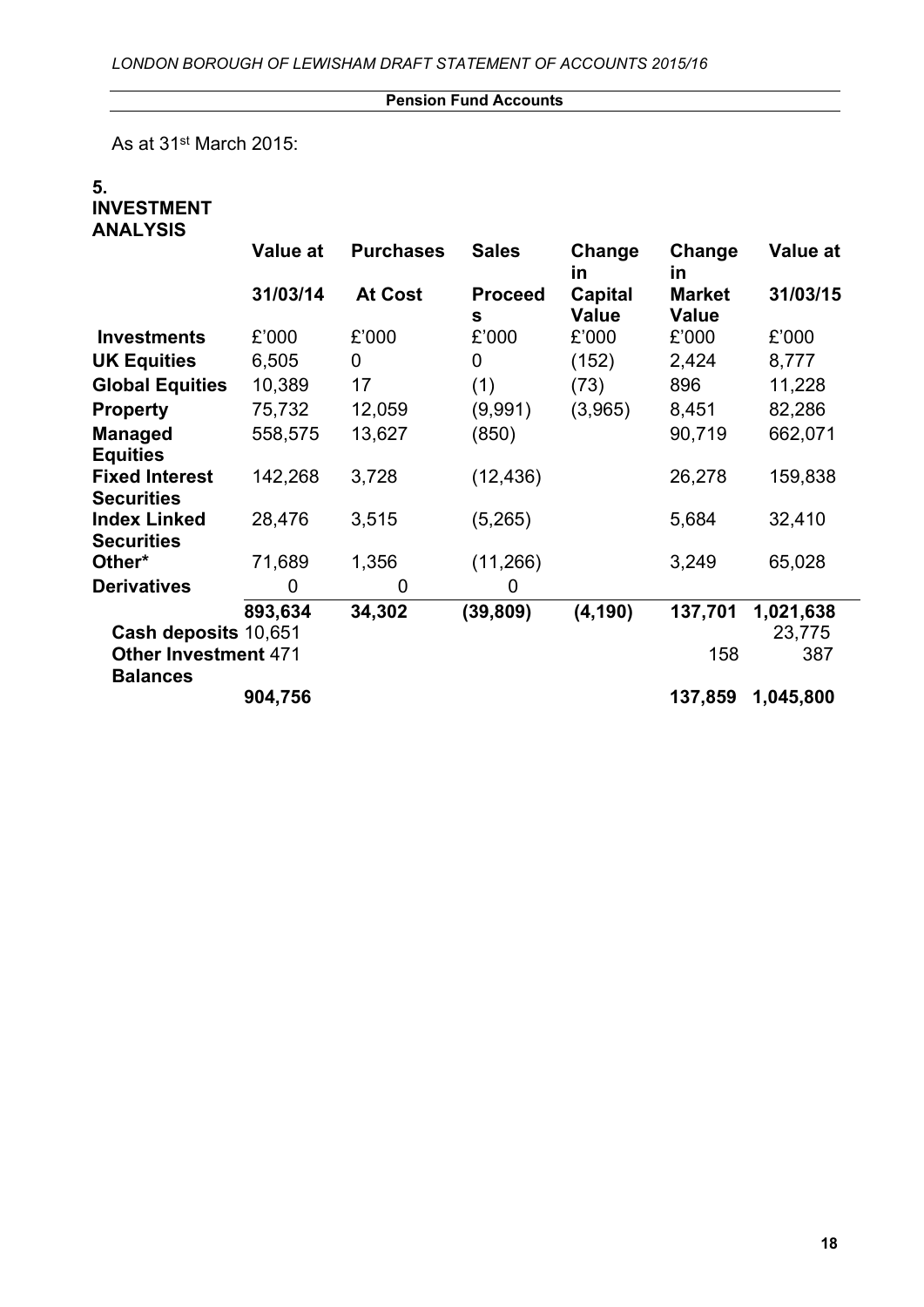**Pension Fund Accounts**

As at 31st March 2015:

**5. INVESTMENT ANALYSIS**

| | Value at 31/03/14 | Purchases At Cost | Sales Proceeds | Change in Capital Value | Change in Market Value | Value at 31/03/15 |
|---|---|---|---|---|---|---|
| **Investments** | £'000 | £'000 | £'000 | £'000 | £'000 | £'000 |
| **UK Equities** | 6,505 | 0 | 0 | (152) | 2,424 | 8,777 |
| **Global Equities** | 10,389 | 17 | (1) | (73) | 896 | 11,228 |
| **Property** | 75,732 | 12,059 | (9,991) | (3,965) | 8,451 | 82,286 |
| **Managed Equities** | 558,575 | 13,627 | (850) | | 90,719 | 662,071 |
| **Fixed Interest Securities** | 142,268 | 3,728 | (12,436) | | 26,278 | 159,838 |
| **Index Linked Securities** | 28,476 | 3,515 | (5,265) | | 5,684 | 32,410 |
| **Other*** | 71,689 | 1,356 | (11,266) | | 3,249 | 65,028 |
| **Derivatives** | 0 | 0 | 0 | | | |
| | **893,634** | **34,302** | **(39,809)** | **(4,190)** | **137,701** | **1,021,638** |
| **Cash deposits** | 10,651 | | | | | 23,775 |
| **Other Investment Balances** | 471 | | | | 158 | 387 |
| | **904,756** | | | | **137,859** | **1,045,800** |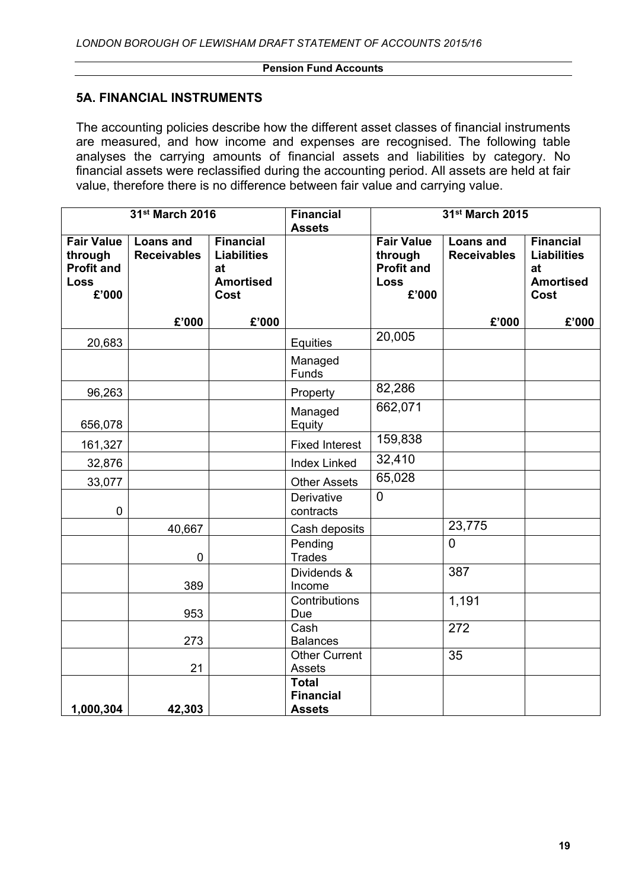## 5A. FINANCIAL INSTRUMENTS

The accounting policies describe how the different asset classes of financial instruments are measured, and how income and expenses are recognised. The following table analyses the carrying amounts of financial assets and liabilities by category. No financial assets were reclassified during the accounting period. All assets are held at fair value, therefore there is no difference between fair value and carrying value.

| 31st March 2016 | | | Financial Assets | 31st March 2015 | | |
|---|---|---|---|---|---|---|
| Fair Value through Profit and Loss £'000 | Loans and Receivables £'000 | Financial Liabilities at Amortised Cost £'000 | | Fair Value through Profit and Loss £'000 | Loans and Receivables £'000 | Financial Liabilities at Amortised Cost £'000 |
| 20,683 | | | Equities | 20,005 | | |
| | | | Managed Funds | | | |
| 96,263 | | | Property | 82,286 | | |
| 656,078 | | | Managed Equity | 662,071 | | |
| 161,327 | | | Fixed Interest | 159,838 | | |
| 32,876 | | | Index Linked | 32,410 | | |
| 33,077 | | | Other Assets | 65,028 | | |
| 0 | | | Derivative contracts | 0 | | |
| | 40,667 | | Cash deposits | | 23,775 | |
| | 0 | | Pending Trades | | 0 | |
| | 389 | | Dividends & Income | | 387 | |
| | 953 | | Contributions Due | | 1,191 | |
| | 273 | | Cash Balances | | 272 | |
| | 21 | | Other Current Assets | | 35 | |
| **1,000,304** | **42,303** | | **Total Financial Assets** | | | |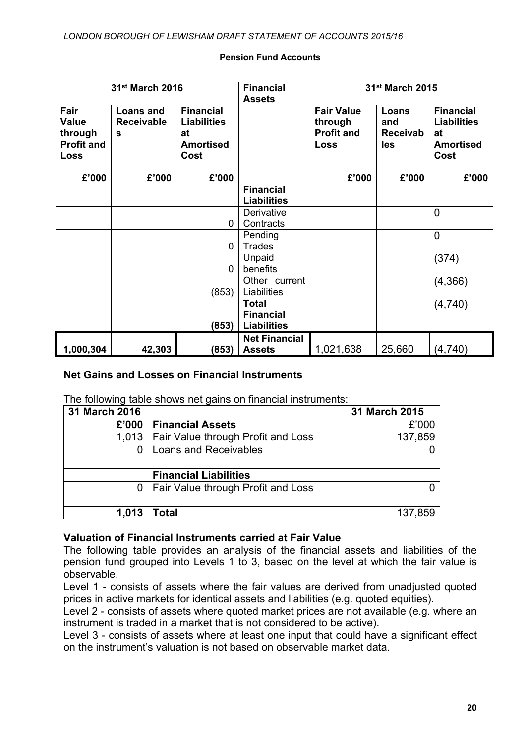## Pension Fund Accounts

| 31st March 2016 | | | Financial Assets | 31st March 2015 | | |
|---|---|---|---|---|---|---|
| Fair Value through Profit and Loss | Loans and Receivables | Financial Liabilities at Amortised Cost | | Fair Value through Profit and Loss | Loans and Receivables | Financial Liabilities at Amortised Cost |
| £'000 | £'000 | £'000 | | £'000 | £'000 | £'000 |
| | | | **Financial Liabilities** | | | |
| | | 0 | Derivative Contracts | | | 0 |
| | | 0 | Pending Trades | | | 0 |
| | | 0 | Unpaid benefits | | | (374) |
| | | (853) | Other current Liabilities | | | (4,366) |
| | | **(853)** | **Total Financial Liabilities** | | | (4,740) |
| **1,000,304** | **42,303** | **(853)** | **Net Financial Assets** | 1,021,638 | 25,660 | (4,740) |

### Net Gains and Losses on Financial Instruments

The following table shows net gains on financial instruments:

| 31 March 2016 | | 31 March 2015 |
|---|---|---|
| £'000 | **Financial Assets** | £'000 |
| 1,013 | Fair Value through Profit and Loss | 137,859 |
| 0 | Loans and Receivables | 0 |
| | | |
| | **Financial Liabilities** | |
| 0 | Fair Value through Profit and Loss | 0 |
| | | |
| **1,013** | **Total** | 137,859 |

### Valuation of Financial Instruments carried at Fair Value

The following table provides an analysis of the financial assets and liabilities of the pension fund grouped into Levels 1 to 3, based on the level at which the fair value is observable.

Level 1 - consists of assets where the fair values are derived from unadjusted quoted prices in active markets for identical assets and liabilities (e.g. quoted equities).

Level 2 - consists of assets where quoted market prices are not available (e.g. where an instrument is traded in a market that is not considered to be active).

Level 3 - consists of assets where at least one input that could have a significant effect on the instrument's valuation is not based on observable market data.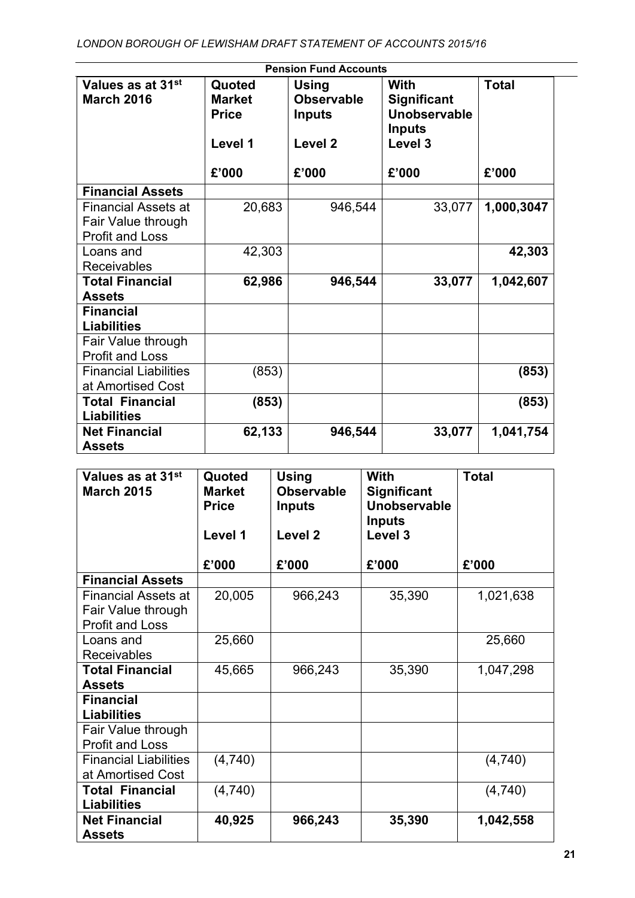**Pension Fund Accounts**

| Values as at 31st March 2016 | Quoted Market Price<br>Level 1<br>£'000 | Using Observable Inputs<br>Level 2<br>£'000 | With Significant Unobservable Inputs<br>Level 3<br>£'000 | Total<br>£'000 |
|---|---|---|---|---|
| **Financial Assets** | | | | |
| Financial Assets at Fair Value through Profit and Loss | 20,683 | 946,544 | 33,077 | **1,000,3047** |
| Loans and Receivables | 42,303 | | | **42,303** |
| **Total Financial Assets** | **62,986** | **946,544** | **33,077** | **1,042,607** |
| **Financial Liabilities** | | | | |
| Fair Value through Profit and Loss | | | | |
| Financial Liabilities at Amortised Cost | (853) | | | **(853)** |
| **Total Financial Liabilities** | **(853)** | | | **(853)** |
| **Net Financial Assets** | **62,133** | **946,544** | **33,077** | **1,041,754** |

| Values as at 31st March 2015 | Quoted Market Price<br>Level 1<br>£'000 | Using Observable Inputs<br>Level 2<br>£'000 | With Significant Unobservable Inputs<br>Level 3<br>£'000 | Total<br>£'000 |
|---|---|---|---|---|
| **Financial Assets** | | | | |
| Financial Assets at Fair Value through Profit and Loss | 20,005 | 966,243 | 35,390 | 1,021,638 |
| Loans and Receivables | 25,660 | | | 25,660 |
| **Total Financial Assets** | 45,665 | 966,243 | 35,390 | 1,047,298 |
| **Financial Liabilities** | | | | |
| Fair Value through Profit and Loss | | | | |
| Financial Liabilities at Amortised Cost | (4,740) | | | (4,740) |
| **Total Financial Liabilities** | (4,740) | | | (4,740) |
| **Net Financial Assets** | **40,925** | **966,243** | **35,390** | **1,042,558** |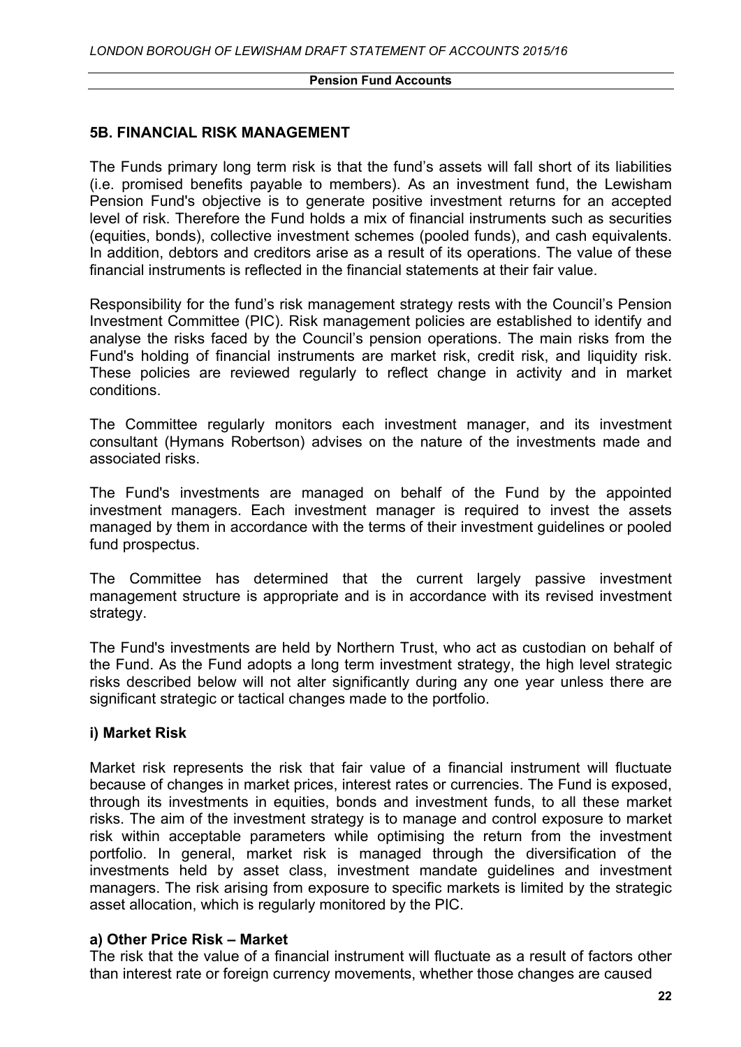## 5B. FINANCIAL RISK MANAGEMENT

The Funds primary long term risk is that the fund's assets will fall short of its liabilities (i.e. promised benefits payable to members). As an investment fund, the Lewisham Pension Fund's objective is to generate positive investment returns for an accepted level of risk. Therefore the Fund holds a mix of financial instruments such as securities (equities, bonds), collective investment schemes (pooled funds), and cash equivalents. In addition, debtors and creditors arise as a result of its operations. The value of these financial instruments is reflected in the financial statements at their fair value.

Responsibility for the fund's risk management strategy rests with the Council's Pension Investment Committee (PIC). Risk management policies are established to identify and analyse the risks faced by the Council's pension operations. The main risks from the Fund's holding of financial instruments are market risk, credit risk, and liquidity risk. These policies are reviewed regularly to reflect change in activity and in market conditions.

The Committee regularly monitors each investment manager, and its investment consultant (Hymans Robertson) advises on the nature of the investments made and associated risks.

The Fund's investments are managed on behalf of the Fund by the appointed investment managers. Each investment manager is required to invest the assets managed by them in accordance with the terms of their investment guidelines or pooled fund prospectus.

The Committee has determined that the current largely passive investment management structure is appropriate and is in accordance with its revised investment strategy.

The Fund's investments are held by Northern Trust, who act as custodian on behalf of the Fund. As the Fund adopts a long term investment strategy, the high level strategic risks described below will not alter significantly during any one year unless there are significant strategic or tactical changes made to the portfolio.

### i) Market Risk

Market risk represents the risk that fair value of a financial instrument will fluctuate because of changes in market prices, interest rates or currencies. The Fund is exposed, through its investments in equities, bonds and investment funds, to all these market risks. The aim of the investment strategy is to manage and control exposure to market risk within acceptable parameters while optimising the return from the investment portfolio. In general, market risk is managed through the diversification of the investments held by asset class, investment mandate guidelines and investment managers. The risk arising from exposure to specific markets is limited by the strategic asset allocation, which is regularly monitored by the PIC.

### a) Other Price Risk – Market

The risk that the value of a financial instrument will fluctuate as a result of factors other than interest rate or foreign currency movements, whether those changes are caused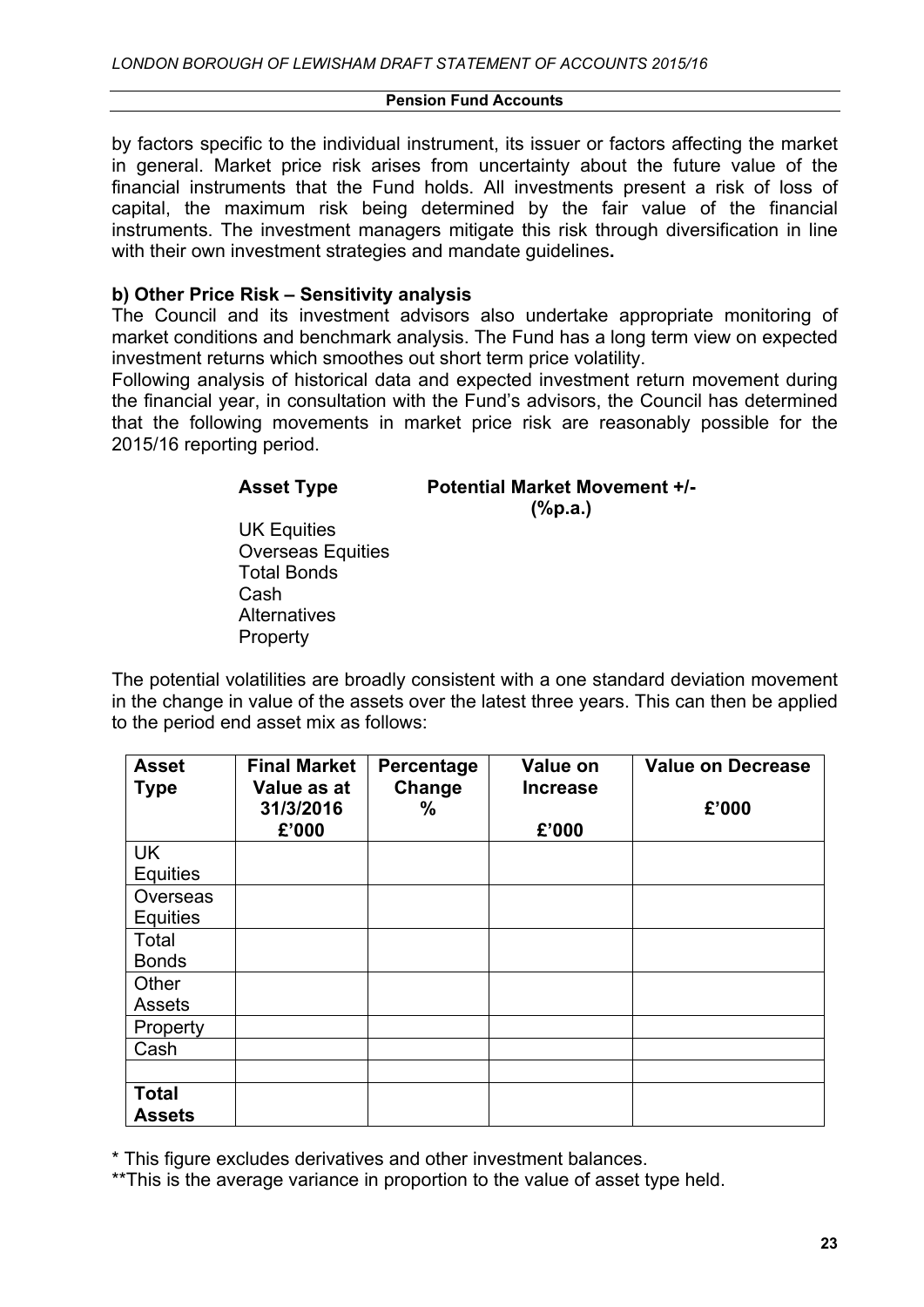by factors specific to the individual instrument, its issuer or factors affecting the market in general. Market price risk arises from uncertainty about the future value of the financial instruments that the Fund holds. All investments present a risk of loss of capital, the maximum risk being determined by the fair value of the financial instruments. The investment managers mitigate this risk through diversification in line with their own investment strategies and mandate guidelines**.**

**b) Other Price Risk – Sensitivity analysis**

The Council and its investment advisors also undertake appropriate monitoring of market conditions and benchmark analysis. The Fund has a long term view on expected investment returns which smoothes out short term price volatility.

Following analysis of historical data and expected investment return movement during the financial year, in consultation with the Fund's advisors, the Council has determined that the following movements in market price risk are reasonably possible for the 2015/16 reporting period.

| Asset Type | Potential Market Movement +/- (%p.a.) |
|---|---|
| UK Equities | |
| Overseas Equities | |
| Total Bonds | |
| Cash | |
| Alternatives | |
| Property | |

The potential volatilities are broadly consistent with a one standard deviation movement in the change in value of the assets over the latest three years. This can then be applied to the period end asset mix as follows:

| Asset Type | Final Market Value as at 31/3/2016 £'000 | Percentage Change % | Value on Increase £'000 | Value on Decrease £'000 |
|---|---|---|---|---|
| UK Equities | | | | |
| Overseas Equities | | | | |
| Total Bonds | | | | |
| Other Assets | | | | |
| Property | | | | |
| Cash | | | | |
| | | | | |
| **Total Assets** | | | | |

* This figure excludes derivatives and other investment balances.

**This is the average variance in proportion to the value of asset type held.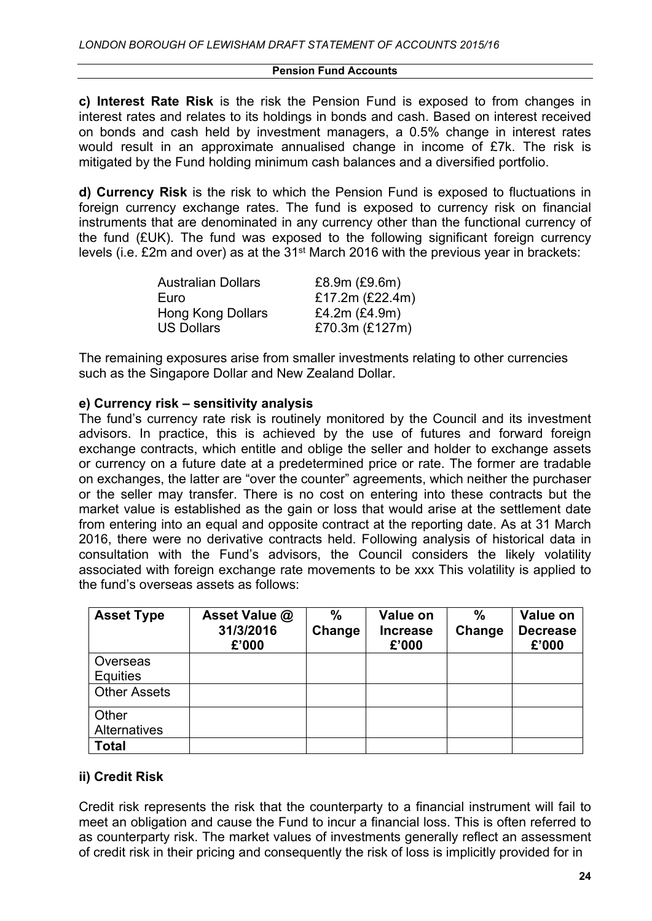**c) Interest Rate Risk** is the risk the Pension Fund is exposed to from changes in interest rates and relates to its holdings in bonds and cash. Based on interest received on bonds and cash held by investment managers, a 0.5% change in interest rates would result in an approximate annualised change in income of £7k. The risk is mitigated by the Fund holding minimum cash balances and a diversified portfolio.

**d) Currency Risk** is the risk to which the Pension Fund is exposed to fluctuations in foreign currency exchange rates. The fund is exposed to currency risk on financial instruments that are denominated in any currency other than the functional currency of the fund (£UK). The fund was exposed to the following significant foreign currency levels (i.e. £2m and over) as at the 31st March 2016 with the previous year in brackets:

| | |
|---|---|
| Australian Dollars | £8.9m (£9.6m) |
| Euro | £17.2m (£22.4m) |
| Hong Kong Dollars | £4.2m (£4.9m) |
| US Dollars | £70.3m (£127m) |

The remaining exposures arise from smaller investments relating to other currencies such as the Singapore Dollar and New Zealand Dollar.

**e) Currency risk – sensitivity analysis**

The fund's currency rate risk is routinely monitored by the Council and its investment advisors. In practice, this is achieved by the use of futures and forward foreign exchange contracts, which entitle and oblige the seller and holder to exchange assets or currency on a future date at a predetermined price or rate. The former are tradable on exchanges, the latter are "over the counter" agreements, which neither the purchaser or the seller may transfer. There is no cost on entering into these contracts but the market value is established as the gain or loss that would arise at the settlement date from entering into an equal and opposite contract at the reporting date. As at 31 March 2016, there were no derivative contracts held. Following analysis of historical data in consultation with the Fund's advisors, the Council considers the likely volatility associated with foreign exchange rate movements to be xxx This volatility is applied to the fund's overseas assets as follows:

| Asset Type | Asset Value @ 31/3/2016 £'000 | % Change | Value on Increase £'000 | % Change | Value on Decrease £'000 |
|---|---|---|---|---|---|
| Overseas Equities | | | | | |
| Other Assets | | | | | |
| Other Alternatives | | | | | |
| **Total** | | | | | |

**ii) Credit Risk**

Credit risk represents the risk that the counterparty to a financial instrument will fail to meet an obligation and cause the Fund to incur a financial loss. This is often referred to as counterparty risk. The market values of investments generally reflect an assessment of credit risk in their pricing and consequently the risk of loss is implicitly provided for in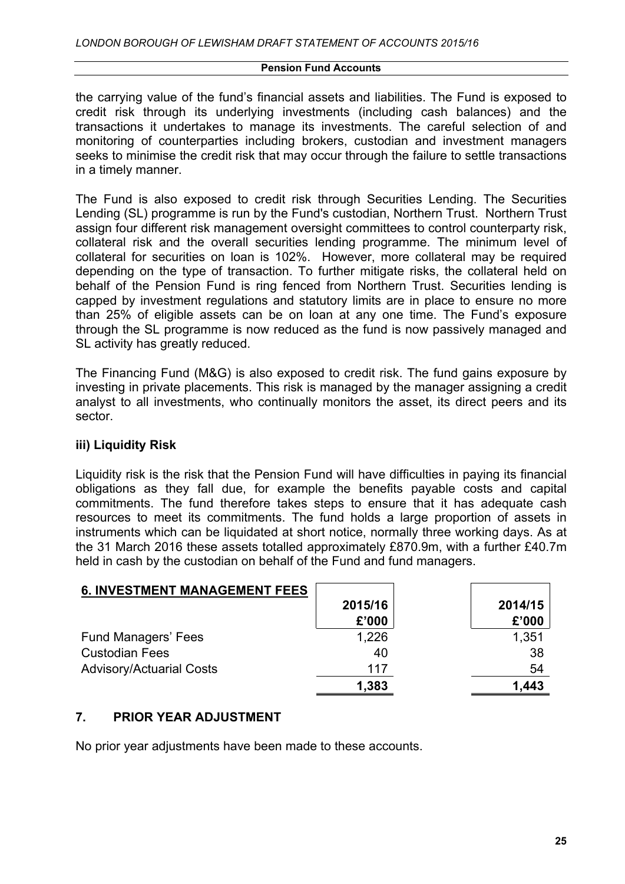the carrying value of the fund's financial assets and liabilities. The Fund is exposed to credit risk through its underlying investments (including cash balances) and the transactions it undertakes to manage its investments. The careful selection of and monitoring of counterparties including brokers, custodian and investment managers seeks to minimise the credit risk that may occur through the failure to settle transactions in a timely manner.

The Fund is also exposed to credit risk through Securities Lending. The Securities Lending (SL) programme is run by the Fund's custodian, Northern Trust. Northern Trust assign four different risk management oversight committees to control counterparty risk, collateral risk and the overall securities lending programme. The minimum level of collateral for securities on loan is 102%. However, more collateral may be required depending on the type of transaction. To further mitigate risks, the collateral held on behalf of the Pension Fund is ring fenced from Northern Trust. Securities lending is capped by investment regulations and statutory limits are in place to ensure no more than 25% of eligible assets can be on loan at any one time. The Fund's exposure through the SL programme is now reduced as the fund is now passively managed and SL activity has greatly reduced.

The Financing Fund (M&G) is also exposed to credit risk. The fund gains exposure by investing in private placements. This risk is managed by the manager assigning a credit analyst to all investments, who continually monitors the asset, its direct peers and its sector.

### iii) Liquidity Risk

Liquidity risk is the risk that the Pension Fund will have difficulties in paying its financial obligations as they fall due, for example the benefits payable costs and capital commitments. The fund therefore takes steps to ensure that it has adequate cash resources to meet its commitments. The fund holds a large proportion of assets in instruments which can be liquidated at short notice, normally three working days. As at the 31 March 2016 these assets totalled approximately £870.9m, with a further £40.7m held in cash by the custodian on behalf of the Fund and fund managers.

## 6. INVESTMENT MANAGEMENT FEES

| | 2015/16 £'000 | 2014/15 £'000 |
|---|---|---|
| Fund Managers' Fees | 1,226 | 1,351 |
| Custodian Fees | 40 | 38 |
| Advisory/Actuarial Costs | 117 | 54 |
| | **1,383** | **1,443** |

## 7. PRIOR YEAR ADJUSTMENT

No prior year adjustments have been made to these accounts.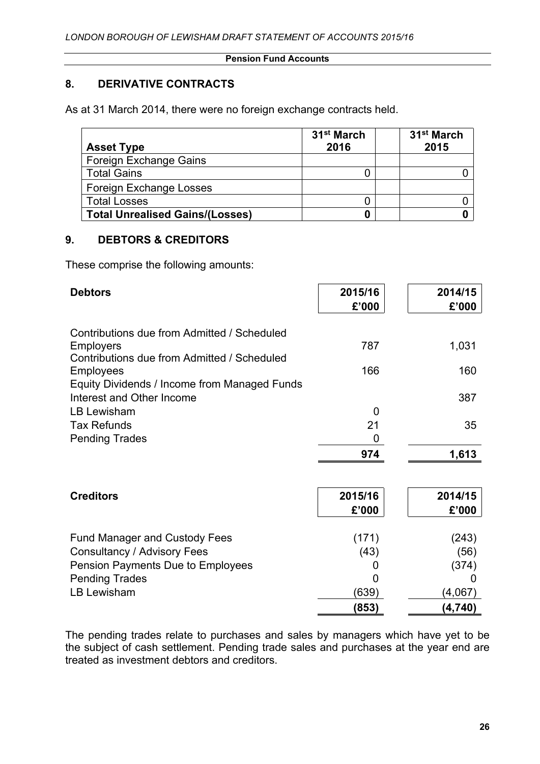**Pension Fund Accounts**

## 8. DERIVATIVE CONTRACTS

As at 31 March 2014, there were no foreign exchange contracts held.

| Asset Type | 31st March 2016 | | 31st March 2015 |
|---|---|---|---|
| Foreign Exchange Gains | | | |
| Total Gains | 0 | | 0 |
| Foreign Exchange Losses | | | |
| Total Losses | 0 | | 0 |
| **Total Unrealised Gains/(Losses)** | **0** | | **0** |

## 9. DEBTORS & CREDITORS

These comprise the following amounts:

| Debtors | 2015/16 £'000 | 2014/15 £'000 |
|---|---|---|
| Contributions due from Admitted / Scheduled Employers | 787 | 1,031 |
| Contributions due from Admitted / Scheduled Employees | 166 | 160 |
| Equity Dividends / Income from Managed Funds Interest and Other Income | | 387 |
| LB Lewisham | 0 | |
| Tax Refunds | 21 | 35 |
| Pending Trades | 0 | |
| | **974** | **1,613** |

| Creditors | 2015/16 £'000 | 2014/15 £'000 |
|---|---|---|
| Fund Manager and Custody Fees | (171) | (243) |
| Consultancy / Advisory Fees | (43) | (56) |
| Pension Payments Due to Employees | 0 | (374) |
| Pending Trades | 0 | 0 |
| LB Lewisham | (639) | (4,067) |
| | **(853)** | **(4,740)** |

The pending trades relate to purchases and sales by managers which have yet to be the subject of cash settlement. Pending trade sales and purchases at the year end are treated as investment debtors and creditors.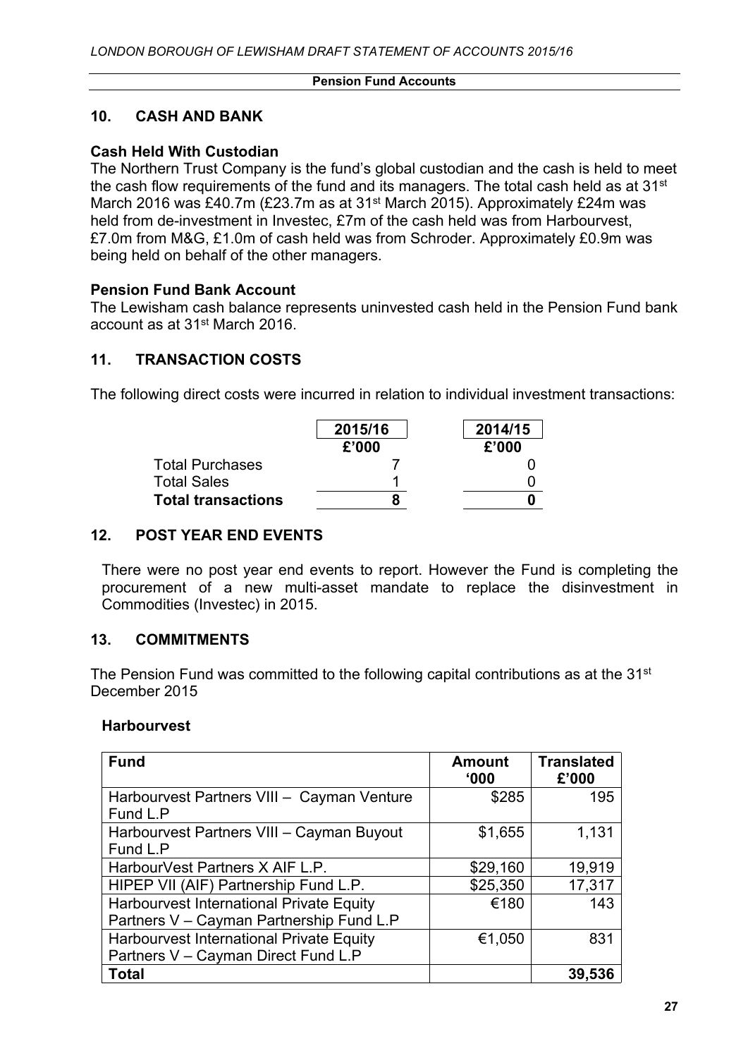**Pension Fund Accounts**

## 10. CASH AND BANK

### Cash Held With Custodian

The Northern Trust Company is the fund's global custodian and the cash is held to meet the cash flow requirements of the fund and its managers. The total cash held as at 31st March 2016 was £40.7m (£23.7m as at 31st March 2015). Approximately £24m was held from de-investment in Investec, £7m of the cash held was from Harbourvest, £7.0m from M&G, £1.0m of cash held was from Schroder. Approximately £0.9m was being held on behalf of the other managers.

### Pension Fund Bank Account

The Lewisham cash balance represents uninvested cash held in the Pension Fund bank account as at 31st March 2016.

## 11. TRANSACTION COSTS

The following direct costs were incurred in relation to individual investment transactions:

| | 2015/16 | 2014/15 |
|---|---|---|
| | £'000 | £'000 |
| Total Purchases | 7 | 0 |
| Total Sales | 1 | 0 |
| **Total transactions** | **8** | **0** |

## 12. POST YEAR END EVENTS

There were no post year end events to report. However the Fund is completing the procurement of a new multi-asset mandate to replace the disinvestment in Commodities (Investec) in 2015.

## 13. COMMITMENTS

The Pension Fund was committed to the following capital contributions as at the 31st December 2015

**Harbourvest**

| Fund | Amount '000 | Translated £'000 |
|---|---|---|
| Harbourvest Partners VIII – Cayman Venture Fund L.P | \$285 | 195 |
| Harbourvest Partners VIII – Cayman Buyout Fund L.P | \$1,655 | 1,131 |
| HarbourVest Partners X AIF L.P. | \$29,160 | 19,919 |
| HIPEP VII (AIF) Partnership Fund L.P. | \$25,350 | 17,317 |
| Harbourvest International Private Equity Partners V – Cayman Partnership Fund L.P | €180 | 143 |
| Harbourvest International Private Equity Partners V – Cayman Direct Fund L.P | €1,050 | 831 |
| **Total** | | **39,536** |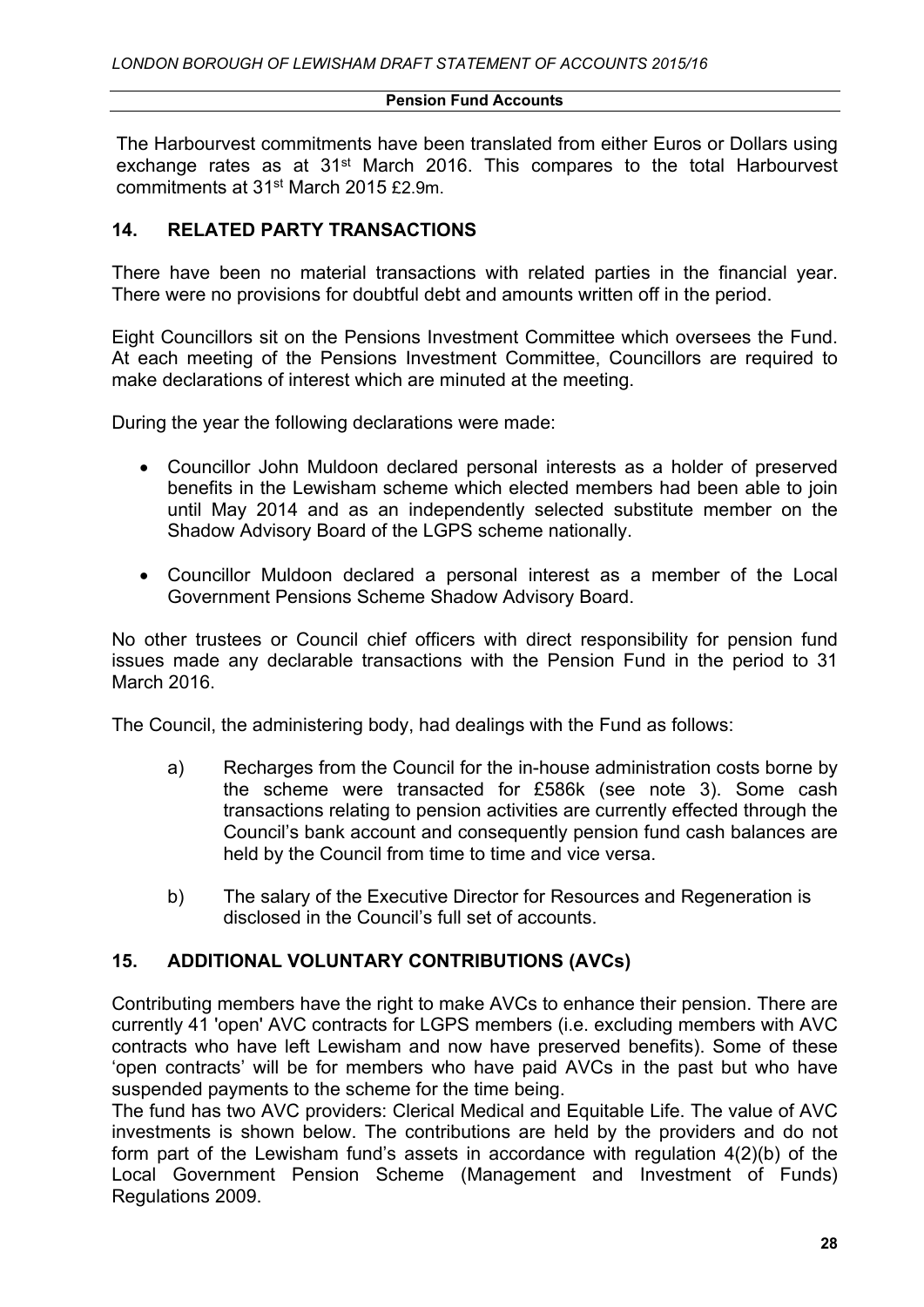The Harbourvest commitments have been translated from either Euros or Dollars using exchange rates as at 31st March 2016. This compares to the total Harbourvest commitments at 31st March 2015 £2.9m.

## 14. RELATED PARTY TRANSACTIONS

There have been no material transactions with related parties in the financial year. There were no provisions for doubtful debt and amounts written off in the period.

Eight Councillors sit on the Pensions Investment Committee which oversees the Fund. At each meeting of the Pensions Investment Committee, Councillors are required to make declarations of interest which are minuted at the meeting.

During the year the following declarations were made:

- Councillor John Muldoon declared personal interests as a holder of preserved benefits in the Lewisham scheme which elected members had been able to join until May 2014 and as an independently selected substitute member on the Shadow Advisory Board of the LGPS scheme nationally.
- Councillor Muldoon declared a personal interest as a member of the Local Government Pensions Scheme Shadow Advisory Board.

No other trustees or Council chief officers with direct responsibility for pension fund issues made any declarable transactions with the Pension Fund in the period to 31 March 2016.

The Council, the administering body, had dealings with the Fund as follows:

a) Recharges from the Council for the in-house administration costs borne by the scheme were transacted for £586k (see note 3). Some cash transactions relating to pension activities are currently effected through the Council's bank account and consequently pension fund cash balances are held by the Council from time to time and vice versa.

b) The salary of the Executive Director for Resources and Regeneration is disclosed in the Council's full set of accounts.

## 15. ADDITIONAL VOLUNTARY CONTRIBUTIONS (AVCs)

Contributing members have the right to make AVCs to enhance their pension. There are currently 41 'open' AVC contracts for LGPS members (i.e. excluding members with AVC contracts who have left Lewisham and now have preserved benefits). Some of these 'open contracts' will be for members who have paid AVCs in the past but who have suspended payments to the scheme for the time being.

The fund has two AVC providers: Clerical Medical and Equitable Life. The value of AVC investments is shown below. The contributions are held by the providers and do not form part of the Lewisham fund's assets in accordance with regulation 4(2)(b) of the Local Government Pension Scheme (Management and Investment of Funds) Regulations 2009.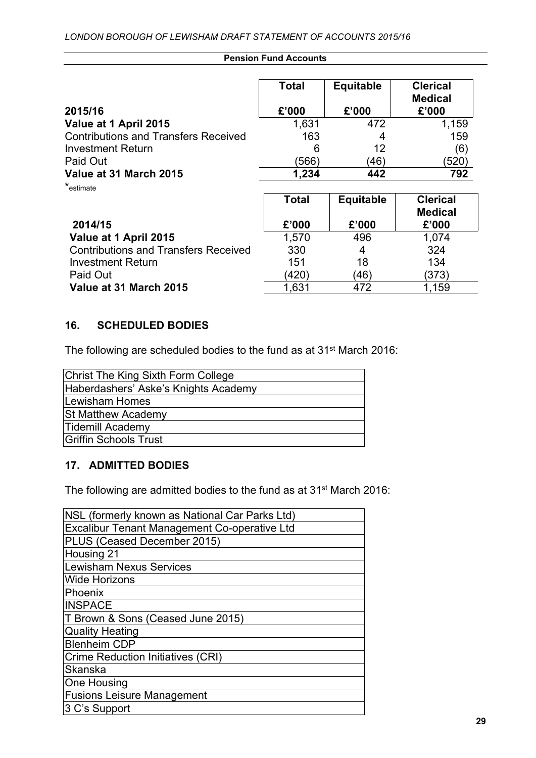**Pension Fund Accounts**

| 2015/16 | Total £'000 | Equitable £'000 | Clerical Medical £'000 |
|---|---|---|---|
| **Value at 1 April 2015** | 1,631 | 472 | 1,159 |
| Contributions and Transfers Received | 163 | 4 | 159 |
| Investment Return | 6 | 12 | (6) |
| Paid Out | (566) | (46) | (520) |
| **Value at 31 March 2015** | **1,234** | **442** | **792** |

*estimate

| 2014/15 | Total £'000 | Equitable £'000 | Clerical Medical £'000 |
|---|---|---|---|
| **Value at 1 April 2015** | 1,570 | 496 | 1,074 |
| Contributions and Transfers Received | 330 | 4 | 324 |
| Investment Return | 151 | 18 | 134 |
| Paid Out | (420) | (46) | (373) |
| **Value at 31 March 2015** | 1,631 | 472 | 1,159 |

## 16. SCHEDULED BODIES

The following are scheduled bodies to the fund as at 31st March 2016:

| |
|---|
| Christ The King Sixth Form College |
| Haberdashers' Aske's Knights Academy |
| Lewisham Homes |
| St Matthew Academy |
| Tidemill Academy |
| Griffin Schools Trust |

## 17. ADMITTED BODIES

The following are admitted bodies to the fund as at 31st March 2016:

| |
|---|
| NSL (formerly known as National Car Parks Ltd) |
| Excalibur Tenant Management Co-operative Ltd |
| PLUS (Ceased December 2015) |
| Housing 21 |
| Lewisham Nexus Services |
| Wide Horizons |
| Phoenix |
| INSPACE |
| T Brown & Sons (Ceased June 2015) |
| Quality Heating |
| Blenheim CDP |
| Crime Reduction Initiatives (CRI) |
| Skanska |
| One Housing |
| Fusions Leisure Management |
| 3 C's Support |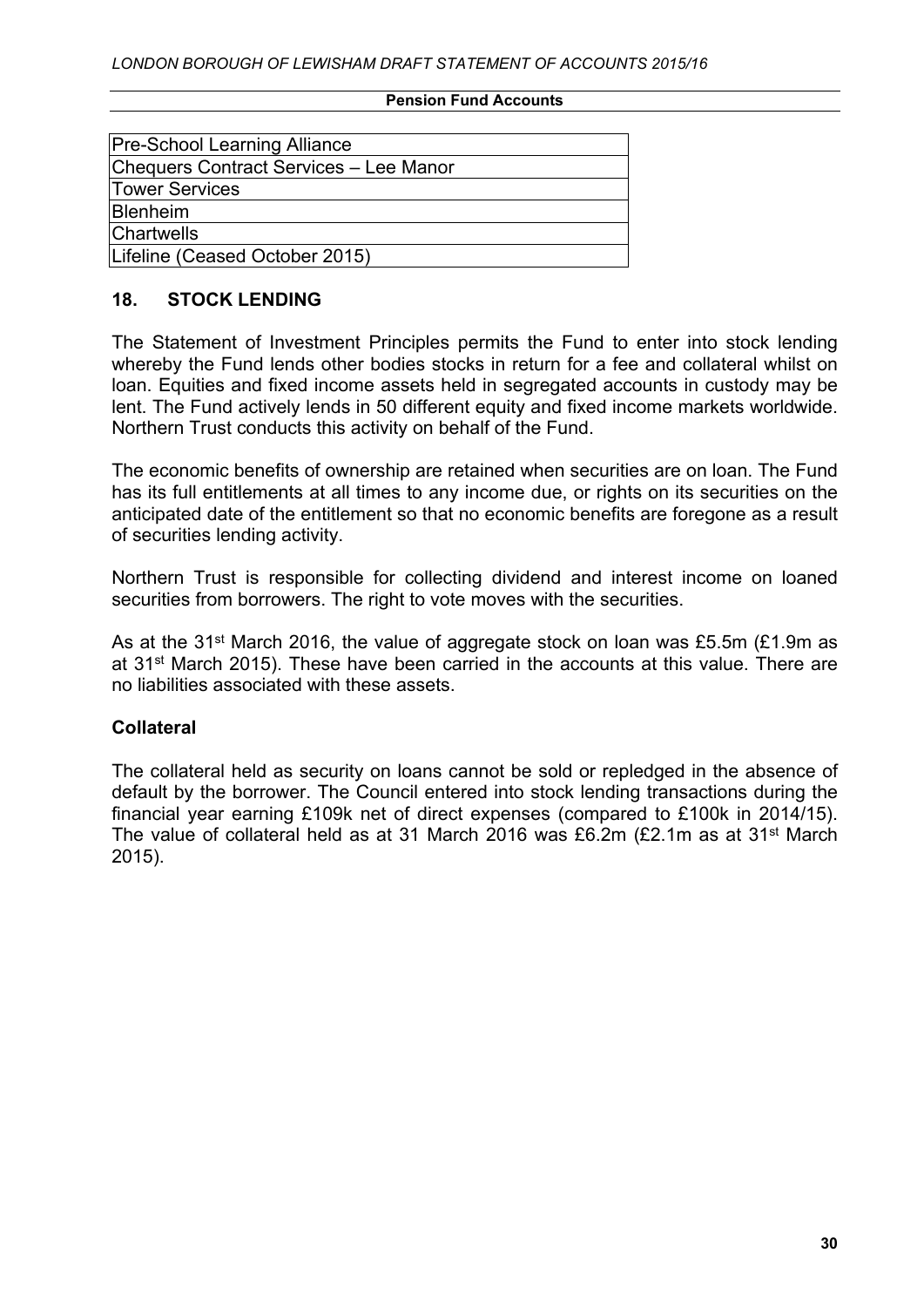| Pre-School Learning Alliance |
|---|
| Chequers Contract Services – Lee Manor |
| Tower Services |
| Blenheim |
| Chartwells |
| Lifeline (Ceased October 2015) |

## 18. STOCK LENDING

The Statement of Investment Principles permits the Fund to enter into stock lending whereby the Fund lends other bodies stocks in return for a fee and collateral whilst on loan. Equities and fixed income assets held in segregated accounts in custody may be lent. The Fund actively lends in 50 different equity and fixed income markets worldwide. Northern Trust conducts this activity on behalf of the Fund.

The economic benefits of ownership are retained when securities are on loan. The Fund has its full entitlements at all times to any income due, or rights on its securities on the anticipated date of the entitlement so that no economic benefits are foregone as a result of securities lending activity.

Northern Trust is responsible for collecting dividend and interest income on loaned securities from borrowers. The right to vote moves with the securities.

As at the 31st March 2016, the value of aggregate stock on loan was £5.5m (£1.9m as at 31st March 2015). These have been carried in the accounts at this value. There are no liabilities associated with these assets.

### Collateral

The collateral held as security on loans cannot be sold or repledged in the absence of default by the borrower. The Council entered into stock lending transactions during the financial year earning £109k net of direct expenses (compared to £100k in 2014/15). The value of collateral held as at 31 March 2016 was £6.2m (£2.1m as at 31st March 2015).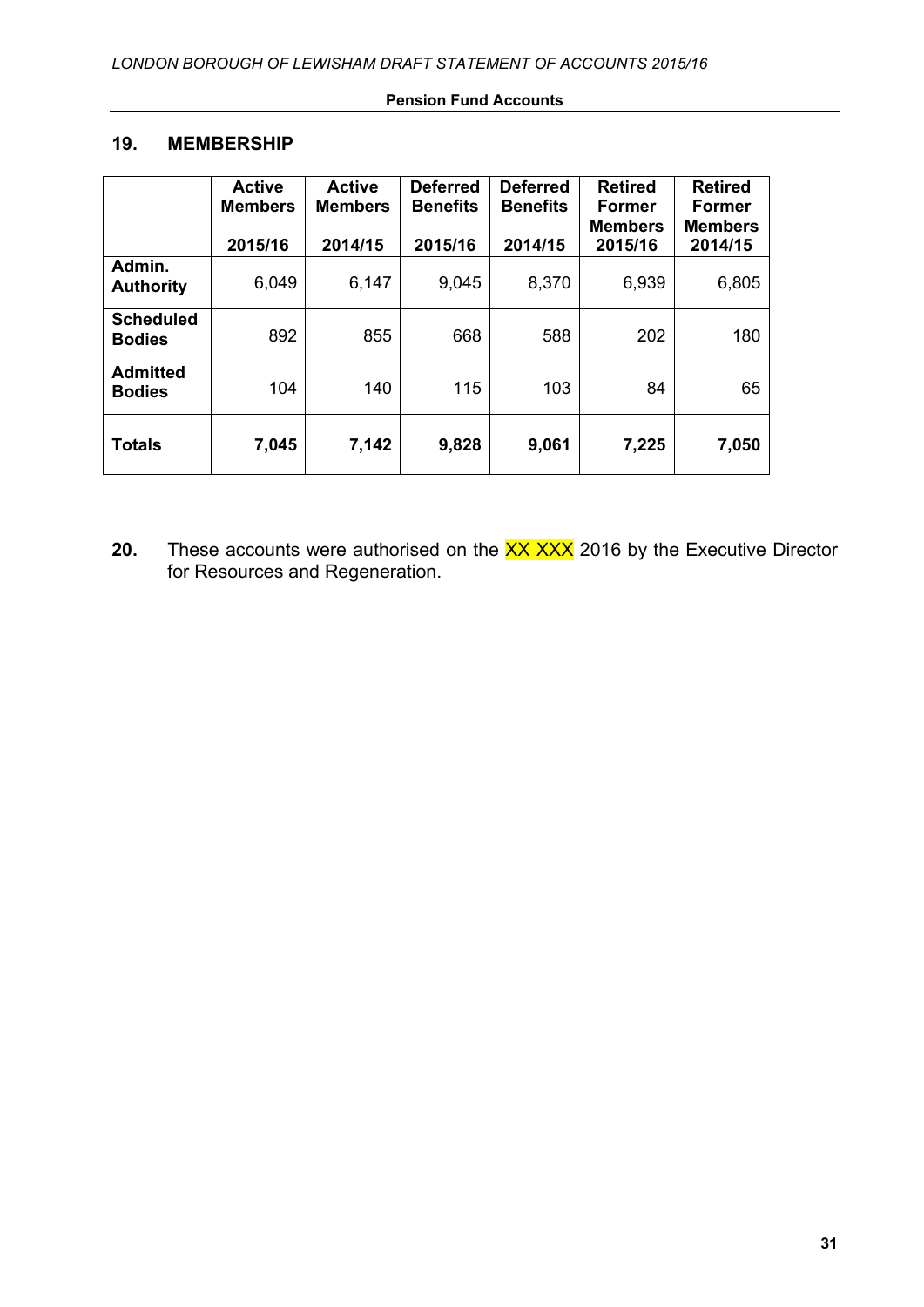**Pension Fund Accounts**

## 19. MEMBERSHIP

| | Active Members 2015/16 | Active Members 2014/15 | Deferred Benefits 2015/16 | Deferred Benefits 2014/15 | Retired Former Members 2015/16 | Retired Former Members 2014/15 |
|---|---|---|---|---|---|---|
| **Admin. Authority** | 6,049 | 6,147 | 9,045 | 8,370 | 6,939 | 6,805 |
| **Scheduled Bodies** | 892 | 855 | 668 | 588 | 202 | 180 |
| **Admitted Bodies** | 104 | 140 | 115 | 103 | 84 | 65 |
| **Totals** | **7,045** | **7,142** | **9,828** | **9,061** | **7,225** | **7,050** |

**20.** These accounts were authorised on the XX XXX 2016 by the Executive Director for Resources and Regeneration.